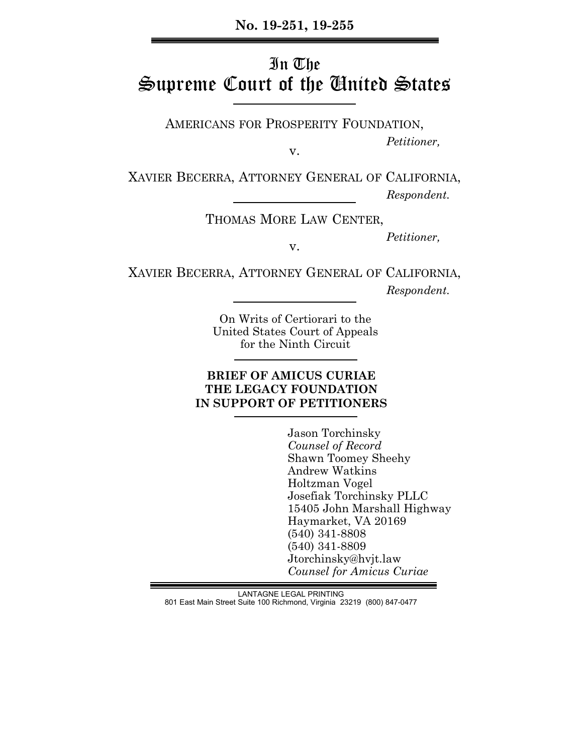No. 19-251, 19-255

# In The Supreme Court of the United States

AMERICANS FOR PROSPERITY FOUNDATION,

*Petitioner,*

v.

XAVIER BECERRA, ATTORNEY GENERAL OF CALIFORNIA,

*Respondent.*

THOMAS MORE LAW CENTER,

*Petitioner,*

v.

XAVIER BECERRA, ATTORNEY GENERAL OF CALIFORNIA,

*Respondent.*

On Writs of Certiorari to the United States Court of Appeals for the Ninth Circuit

**BRIEF OF AMICUS CURIAE THE LEGACY FOUNDATION IN SUPPORT OF PETITIONERS**

Jason Torchinsky
*Counsel of Record*
Shawn Toomey Sheehy
Andrew Watkins
Holtzman Vogel
Josefiak Torchinsky PLLC
15405 John Marshall Highway
Haymarket, VA 20169
(540) 341-8808
(540) 341-8809
Jtorchinsky@hvjt.law
*Counsel for Amicus Curiae*

LANTAGNE LEGAL PRINTING
801 East Main Street Suite 100 Richmond, Virginia 23219 (800) 847-0477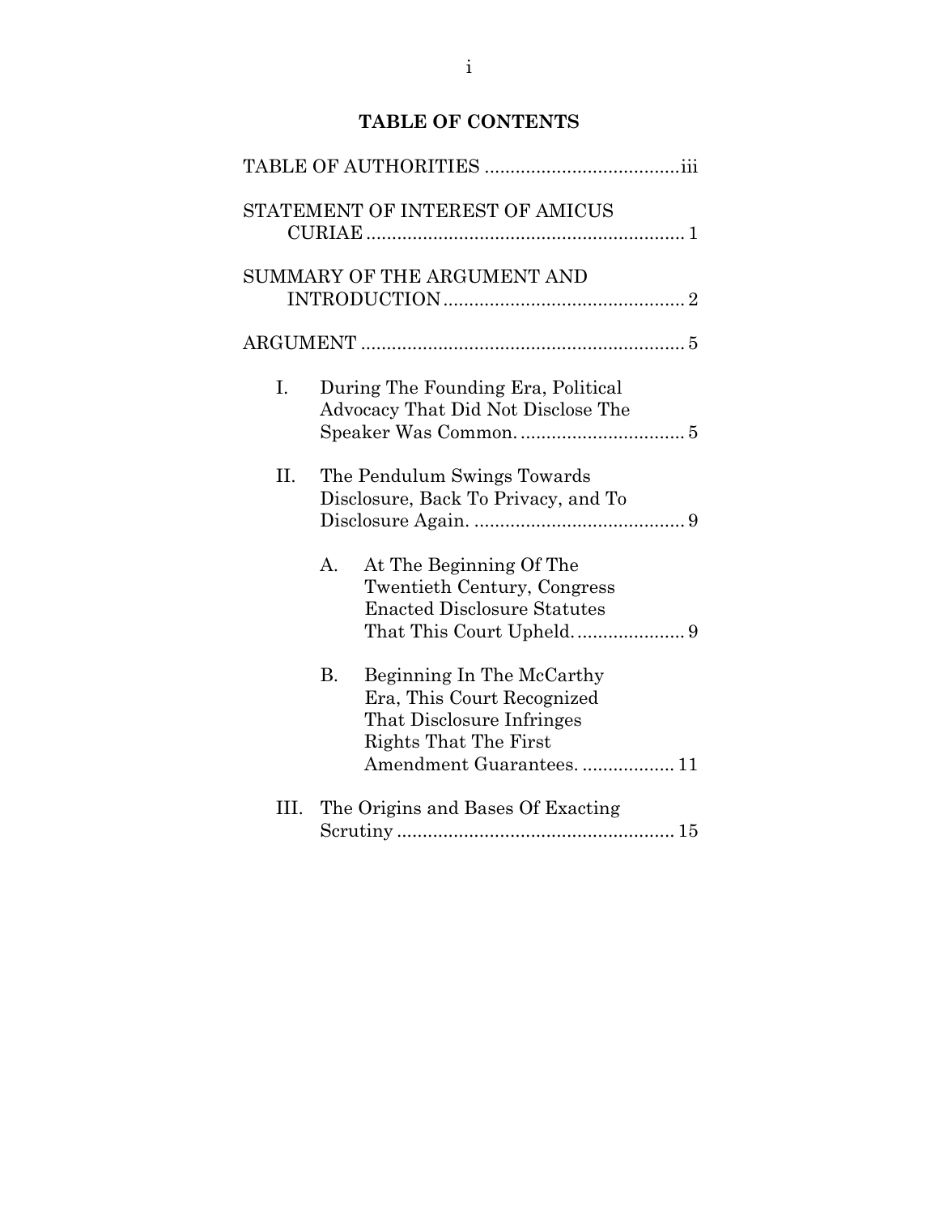## TABLE OF CONTENTS

TABLE OF AUTHORITIES ...................................... iii

STATEMENT OF INTEREST OF AMICUS CURIAE ............................................................ 1

SUMMARY OF THE ARGUMENT AND INTRODUCTION ............................................... 2

ARGUMENT ............................................................... 5

I. During The Founding Era, Political Advocacy That Did Not Disclose The Speaker Was Common. ................................ 5

II. The Pendulum Swings Towards Disclosure, Back To Privacy, and To Disclosure Again. ......................................... 9

   A. At The Beginning Of The Twentieth Century, Congress Enacted Disclosure Statutes That This Court Upheld. ..................... 9

   B. Beginning In The McCarthy Era, This Court Recognized That Disclosure Infringes Rights That The First Amendment Guarantees. .................. 11

III. The Origins and Bases Of Exacting Scrutiny ..................................................... 15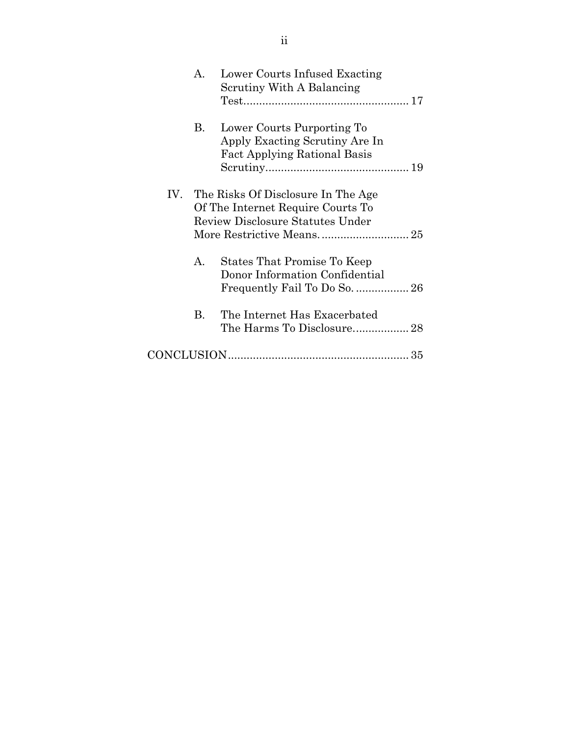- A. Lower Courts Infused Exacting Scrutiny With A Balancing Test....................................................... 17
- B. Lower Courts Purporting To Apply Exacting Scrutiny Are In Fact Applying Rational Basis Scrutiny............................................. 19

IV. The Risks Of Disclosure In The Age Of The Internet Require Courts To Review Disclosure Statutes Under More Restrictive Means............................ 25

- A. States That Promise To Keep Donor Information Confidential Frequently Fail To Do So. ................ 26
- B. The Internet Has Exacerbated The Harms To Disclosure................. 28

CONCLUSION......................................................... 35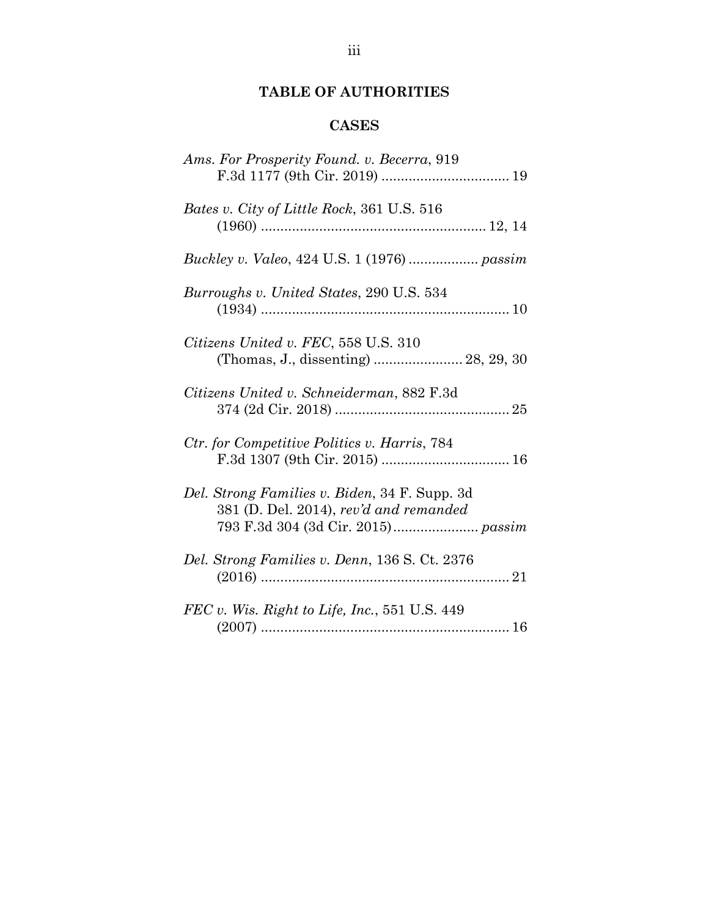## TABLE OF AUTHORITIES

### CASES

*Ams. For Prosperity Found. v. Becerra*, 919 F.3d 1177 (9th Cir. 2019) ................................ 19

*Bates v. City of Little Rock*, 361 U.S. 516 (1960) ......................................................... 12, 14

*Buckley v. Valeo*, 424 U.S. 1 (1976) ................. *passim*

*Burroughs v. United States*, 290 U.S. 534 (1934) ............................................................... 10

*Citizens United v. FEC*, 558 U.S. 310 (Thomas, J., dissenting) ...................... 28, 29, 30

*Citizens United v. Schneiderman*, 882 F.3d 374 (2d Cir. 2018) ............................................ 25

*Ctr. for Competitive Politics v. Harris*, 784 F.3d 1307 (9th Cir. 2015) ................................ 16

*Del. Strong Families v. Biden*, 34 F. Supp. 3d 381 (D. Del. 2014), *rev'd and remanded* 793 F.3d 304 (3d Cir. 2015)..................... *passim*

*Del. Strong Families v. Denn*, 136 S. Ct. 2376 (2016) ............................................................... 21

*FEC v. Wis. Right to Life, Inc.*, 551 U.S. 449 (2007) ............................................................... 16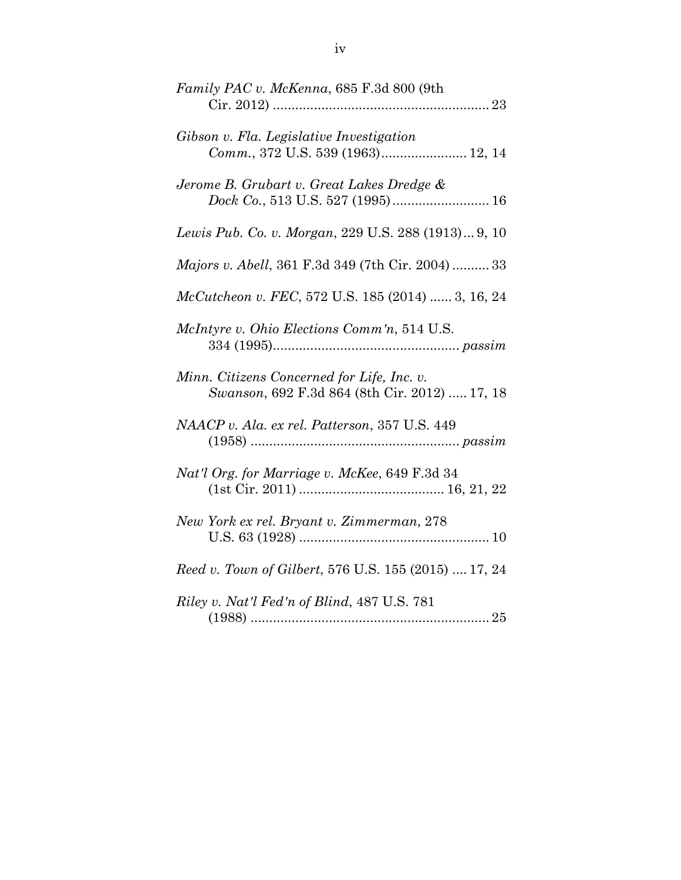*Family PAC v. McKenna*, 685 F.3d 800 (9th Cir. 2012) .......................................................... 23

*Gibson v. Fla. Legislative Investigation Comm.*, 372 U.S. 539 (1963)....................... 12, 14

*Jerome B. Grubart v. Great Lakes Dredge & Dock Co.*, 513 U.S. 527 (1995).......................... 16

*Lewis Pub. Co. v. Morgan*, 229 U.S. 288 (1913)... 9, 10

*Majors v. Abell*, 361 F.3d 349 (7th Cir. 2004) .......... 33

*McCutcheon v. FEC*, 572 U.S. 185 (2014) ...... 3, 16, 24

*McIntyre v. Ohio Elections Comm'n*, 514 U.S. 334 (1995)................................................. *passim*

*Minn. Citizens Concerned for Life, Inc. v. Swanson*, 692 F.3d 864 (8th Cir. 2012) ..... 17, 18

*NAACP v. Ala. ex rel. Patterson*, 357 U.S. 449 (1958) ....................................................... *passim*

*Nat'l Org. for Marriage v. McKee*, 649 F.3d 34 (1st Cir. 2011) ...................................... 16, 21, 22

*New York ex rel. Bryant v. Zimmerman*, 278 U.S. 63 (1928) .................................................. 10

*Reed v. Town of Gilbert*, 576 U.S. 155 (2015) .... 17, 24

*Riley v. Nat'l Fed'n of Blind*, 487 U.S. 781 (1988) ............................................................... 25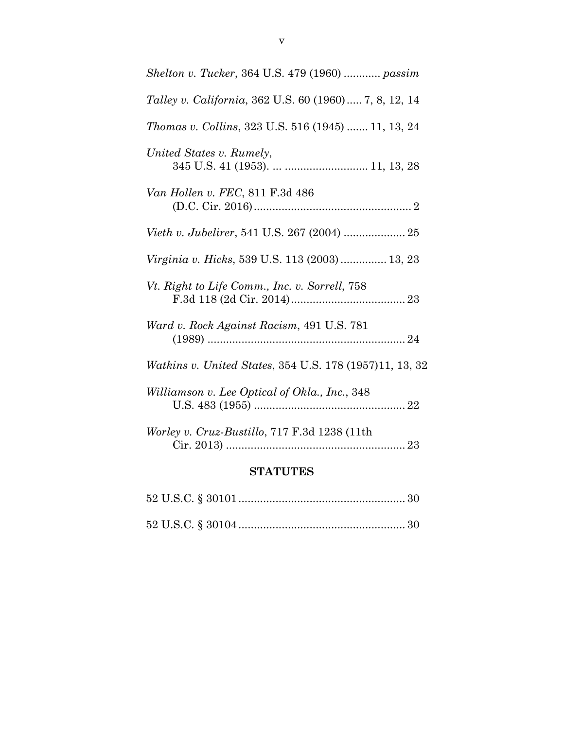*Shelton v. Tucker*, 364 U.S. 479 (1960) ............ *passim*

*Talley v. California*, 362 U.S. 60 (1960)..... 7, 8, 12, 14

*Thomas v. Collins*, 323 U.S. 516 (1945) ....... 11, 13, 24

*United States v. Rumely*, 345 U.S. 41 (1953). ... .......................... 11, 13, 28

*Van Hollen v. FEC*, 811 F.3d 486 (D.C. Cir. 2016).................................................. 2

*Vieth v. Jubelirer*, 541 U.S. 267 (2004) .................... 25

*Virginia v. Hicks*, 539 U.S. 113 (2003)............... 13, 23

*Vt. Right to Life Comm., Inc. v. Sorrell*, 758 F.3d 118 (2d Cir. 2014)..................................... 23

*Ward v. Rock Against Racism*, 491 U.S. 781 (1989) ................................................................ 24

*Watkins v. United States*, 354 U.S. 178 (1957)11, 13, 32

*Williamson v. Lee Optical of Okla., Inc.*, 348 U.S. 483 (1955) ................................................. 22

*Worley v. Cruz-Bustillo*, 717 F.3d 1238 (11th Cir. 2013) .......................................................... 23

## STATUTES

52 U.S.C. § 30101...................................................... 30

52 U.S.C. § 30104...................................................... 30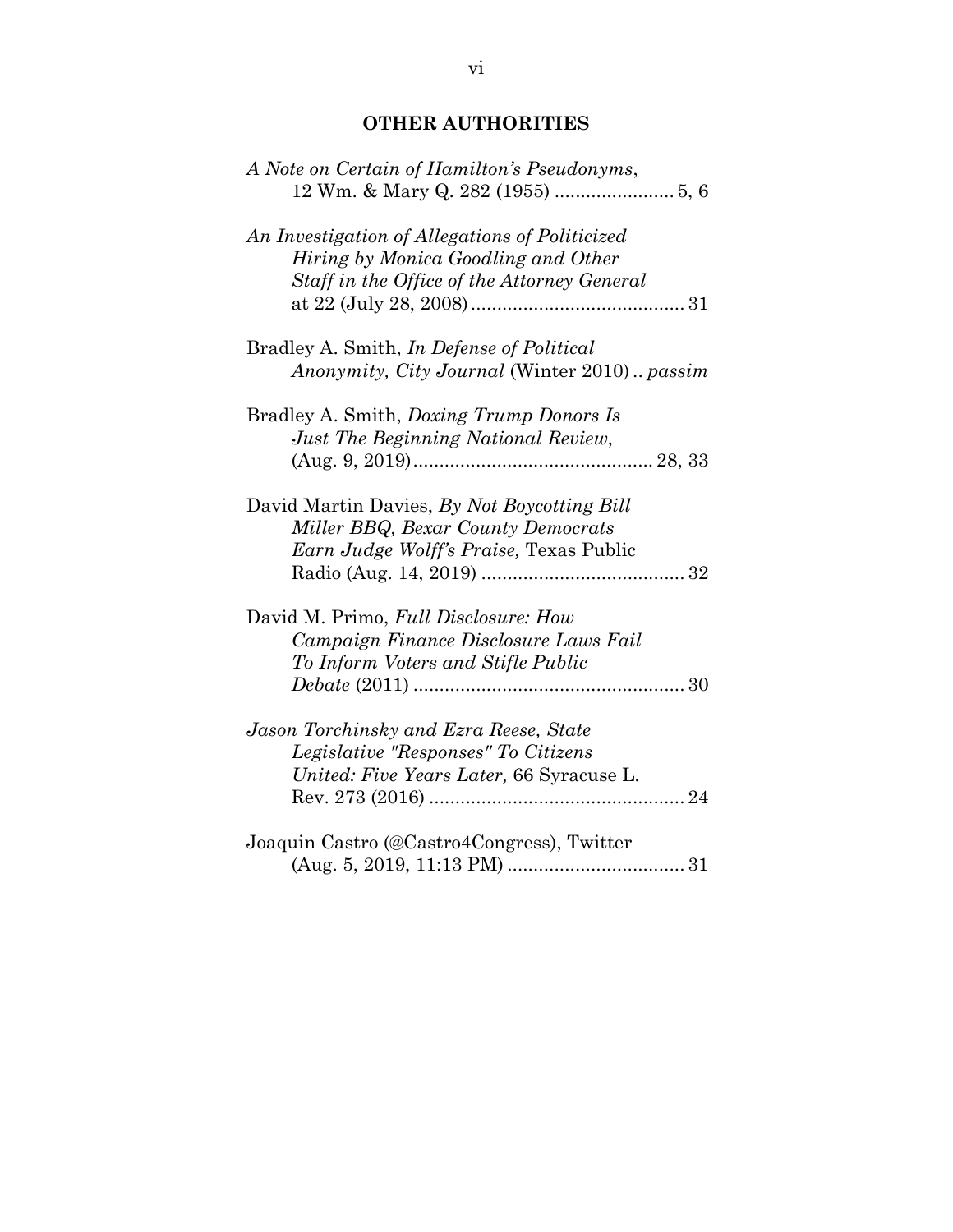## OTHER AUTHORITIES

*A Note on Certain of Hamilton's Pseudonyms*, 12 Wm. & Mary Q. 282 (1955) ....................... 5, 6

*An Investigation of Allegations of Politicized Hiring by Monica Goodling and Other Staff in the Office of the Attorney General* at 22 (July 28, 2008) ........................................ 31

Bradley A. Smith, *In Defense of Political Anonymity, City Journal* (Winter 2010) .. *passim*

Bradley A. Smith, *Doxing Trump Donors Is Just The Beginning National Review*, (Aug. 9, 2019) ............................................. 28, 33

David Martin Davies, *By Not Boycotting Bill Miller BBQ, Bexar County Democrats Earn Judge Wolff's Praise,* Texas Public Radio (Aug. 14, 2019) ....................................... 32

David M. Primo, *Full Disclosure: How Campaign Finance Disclosure Laws Fail To Inform Voters and Stifle Public Debate* (2011) .................................................... 30

*Jason Torchinsky and Ezra Reese, State Legislative "Responses" To Citizens United: Five Years Later,* 66 Syracuse L. Rev. 273 (2016) ................................................ 24

Joaquin Castro (@Castro4Congress), Twitter (Aug. 5, 2019, 11:13 PM) .................................. 31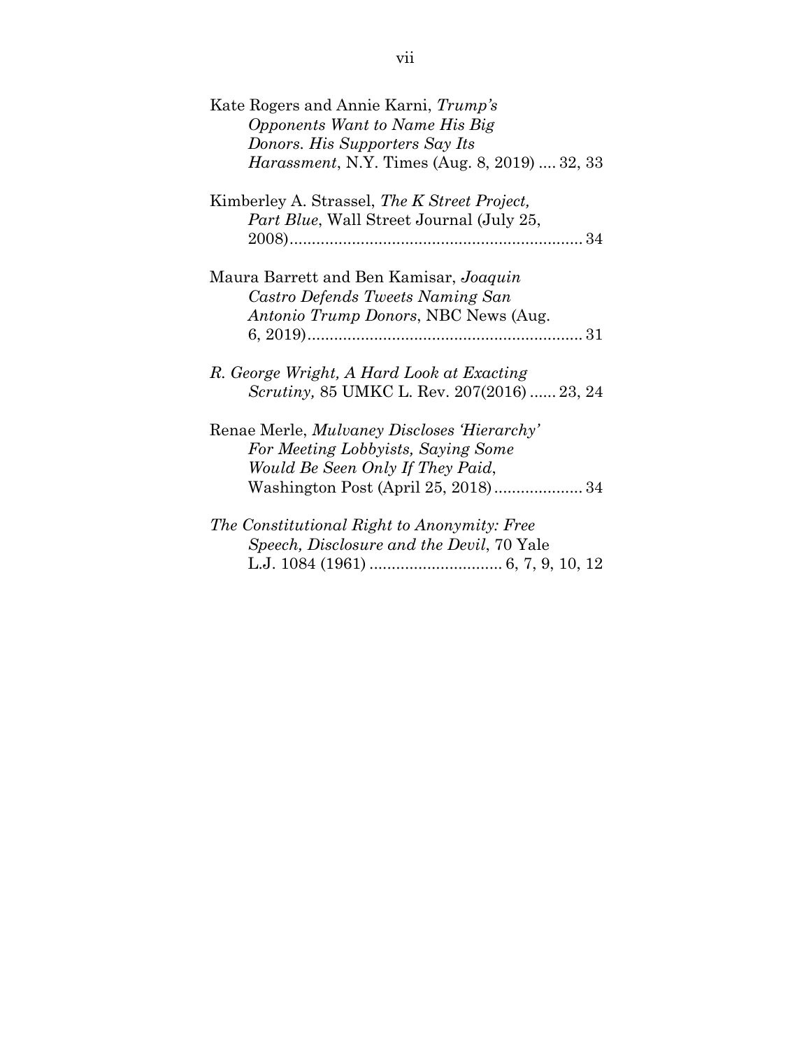Kate Rogers and Annie Karni, *Trump's Opponents Want to Name His Big Donors. His Supporters Say Its Harassment*, N.Y. Times (Aug. 8, 2019) .... 32, 33

Kimberley A. Strassel, *The K Street Project, Part Blue*, Wall Street Journal (July 25, 2008)................................................................. 34

Maura Barrett and Ben Kamisar, *Joaquin Castro Defends Tweets Naming San Antonio Trump Donors*, NBC News (Aug. 6, 2019)............................................................. 31

*R. George Wright, A Hard Look at Exacting Scrutiny,* 85 UMKC L. Rev. 207(2016) ...... 23, 24

Renae Merle, *Mulvaney Discloses 'Hierarchy' For Meeting Lobbyists, Saying Some Would Be Seen Only If They Paid*, Washington Post (April 25, 2018).................... 34

*The Constitutional Right to Anonymity: Free Speech, Disclosure and the Devil*, 70 Yale L.J. 1084 (1961) .............................. 6, 7, 9, 10, 12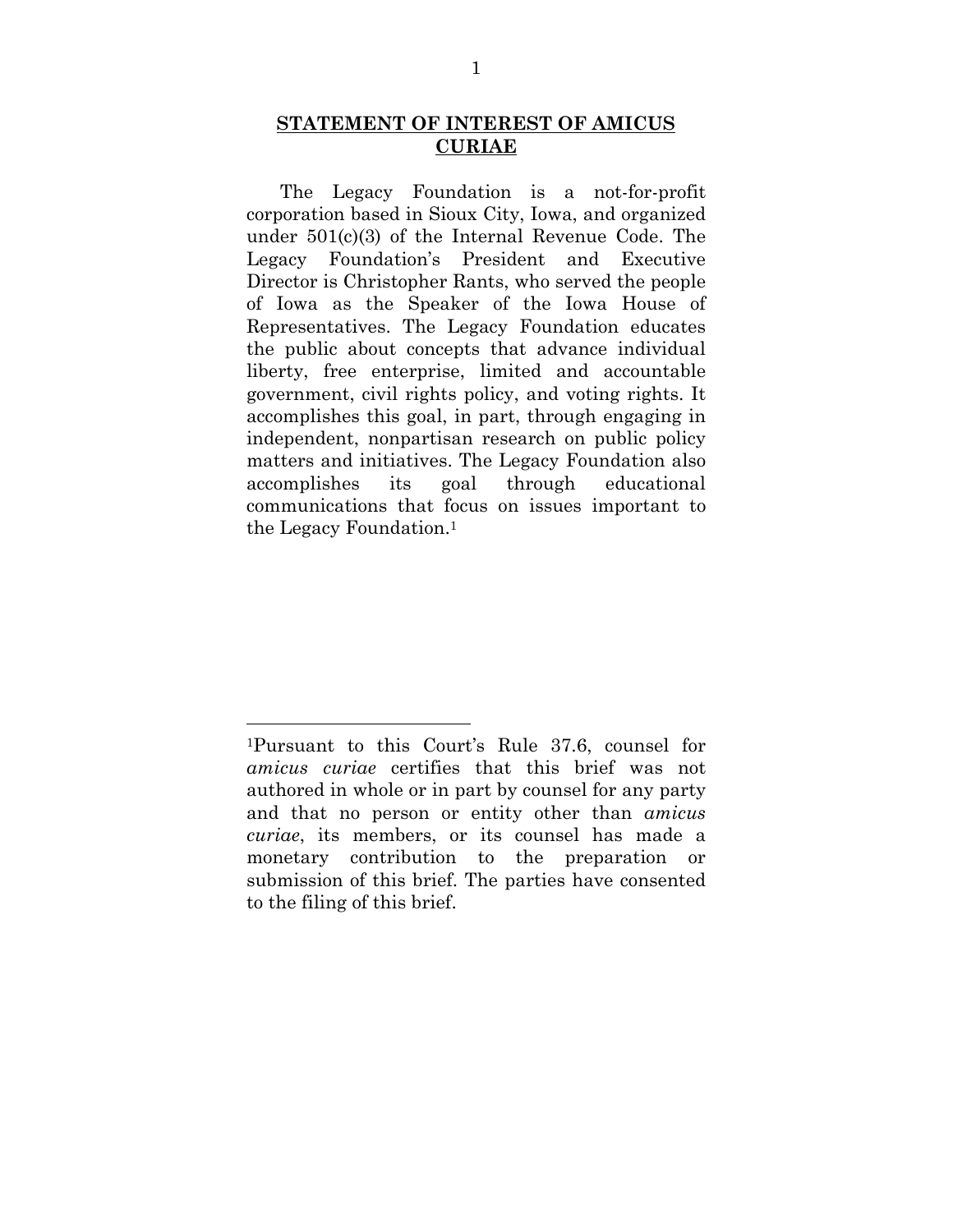## **STATEMENT OF INTEREST OF AMICUS CURIAE**

The Legacy Foundation is a not-for-profit corporation based in Sioux City, Iowa, and organized under 501(c)(3) of the Internal Revenue Code. The Legacy Foundation's President and Executive Director is Christopher Rants, who served the people of Iowa as the Speaker of the Iowa House of Representatives. The Legacy Foundation educates the public about concepts that advance individual liberty, free enterprise, limited and accountable government, civil rights policy, and voting rights. It accomplishes this goal, in part, through engaging in independent, nonpartisan research on public policy matters and initiatives. The Legacy Foundation also accomplishes its goal through educational communications that focus on issues important to the Legacy Foundation.[1]

---

[1]Pursuant to this Court's Rule 37.6, counsel for *amicus curiae* certifies that this brief was not authored in whole or in part by counsel for any party and that no person or entity other than *amicus curiae*, its members, or its counsel has made a monetary contribution to the preparation or submission of this brief. The parties have consented to the filing of this brief.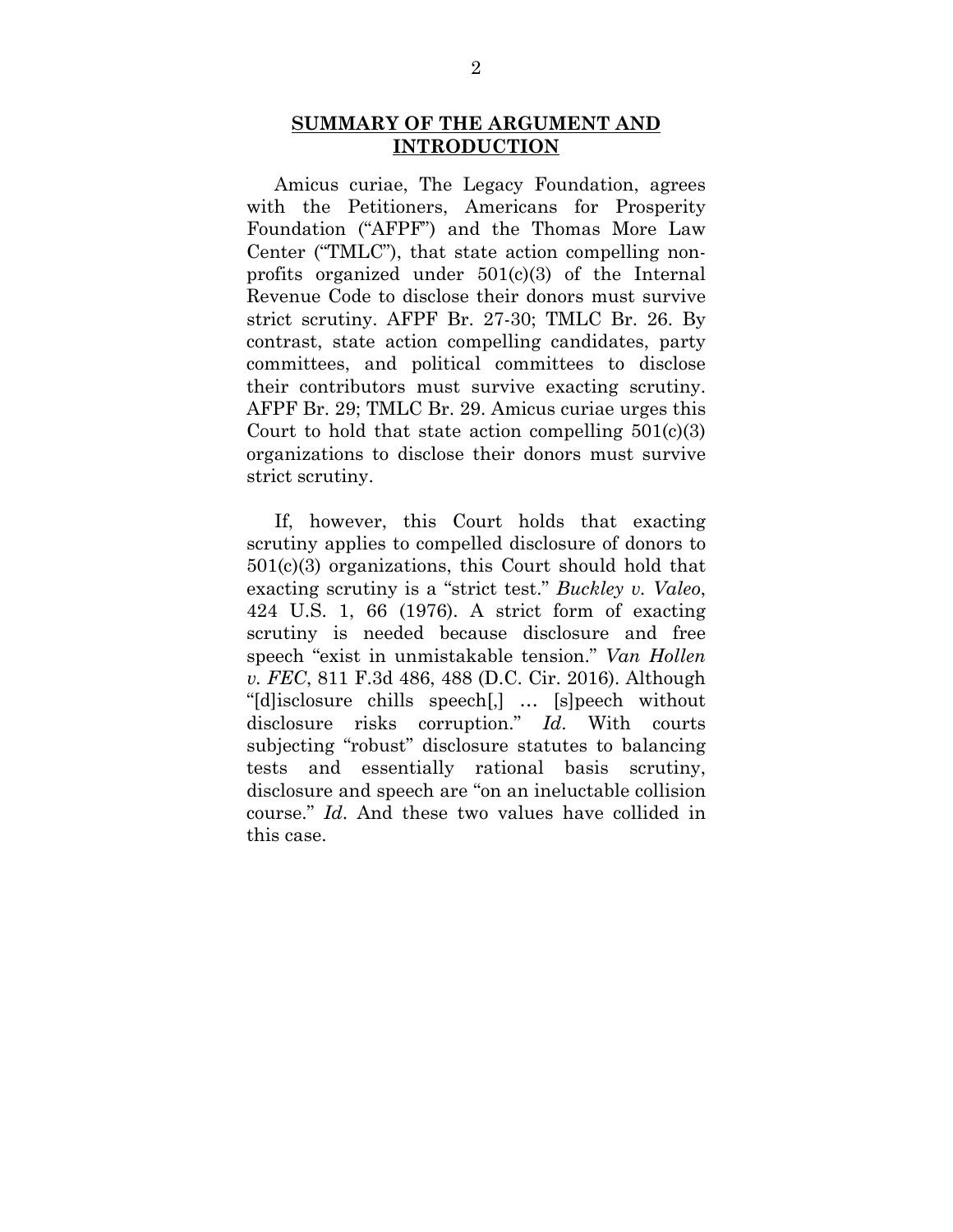## **SUMMARY OF THE ARGUMENT AND INTRODUCTION**

Amicus curiae, The Legacy Foundation, agrees with the Petitioners, Americans for Prosperity Foundation ("AFPF") and the Thomas More Law Center ("TMLC"), that state action compelling non-profits organized under 501(c)(3) of the Internal Revenue Code to disclose their donors must survive strict scrutiny. AFPF Br. 27-30; TMLC Br. 26. By contrast, state action compelling candidates, party committees, and political committees to disclose their contributors must survive exacting scrutiny. AFPF Br. 29; TMLC Br. 29. Amicus curiae urges this Court to hold that state action compelling 501(c)(3) organizations to disclose their donors must survive strict scrutiny.

If, however, this Court holds that exacting scrutiny applies to compelled disclosure of donors to 501(c)(3) organizations, this Court should hold that exacting scrutiny is a "strict test." *Buckley v. Valeo*, 424 U.S. 1, 66 (1976). A strict form of exacting scrutiny is needed because disclosure and free speech "exist in unmistakable tension." *Van Hollen v. FEC*, 811 F.3d 486, 488 (D.C. Cir. 2016). Although "[d]isclosure chills speech[,] … [s]peech without disclosure risks corruption." *Id*. With courts subjecting "robust" disclosure statutes to balancing tests and essentially rational basis scrutiny, disclosure and speech are "on an ineluctable collision course." *Id*. And these two values have collided in this case.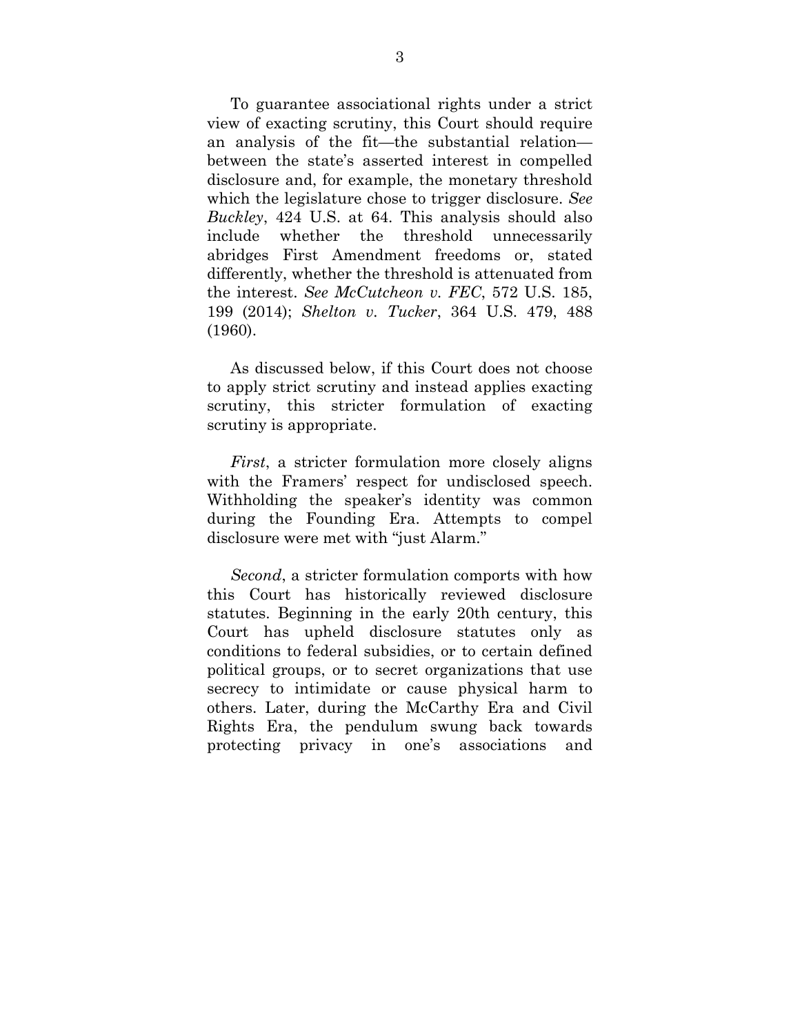To guarantee associational rights under a strict view of exacting scrutiny, this Court should require an analysis of the fit—the substantial relation—between the state's asserted interest in compelled disclosure and, for example, the monetary threshold which the legislature chose to trigger disclosure. *See Buckley*, 424 U.S. at 64. This analysis should also include whether the threshold unnecessarily abridges First Amendment freedoms or, stated differently, whether the threshold is attenuated from the interest. *See McCutcheon v. FEC*, 572 U.S. 185, 199 (2014); *Shelton v. Tucker*, 364 U.S. 479, 488 (1960).

As discussed below, if this Court does not choose to apply strict scrutiny and instead applies exacting scrutiny, this stricter formulation of exacting scrutiny is appropriate.

*First*, a stricter formulation more closely aligns with the Framers' respect for undisclosed speech. Withholding the speaker's identity was common during the Founding Era. Attempts to compel disclosure were met with "just Alarm."

*Second*, a stricter formulation comports with how this Court has historically reviewed disclosure statutes. Beginning in the early 20th century, this Court has upheld disclosure statutes only as conditions to federal subsidies, or to certain defined political groups, or to secret organizations that use secrecy to intimidate or cause physical harm to others. Later, during the McCarthy Era and Civil Rights Era, the pendulum swung back towards protecting privacy in one's associations and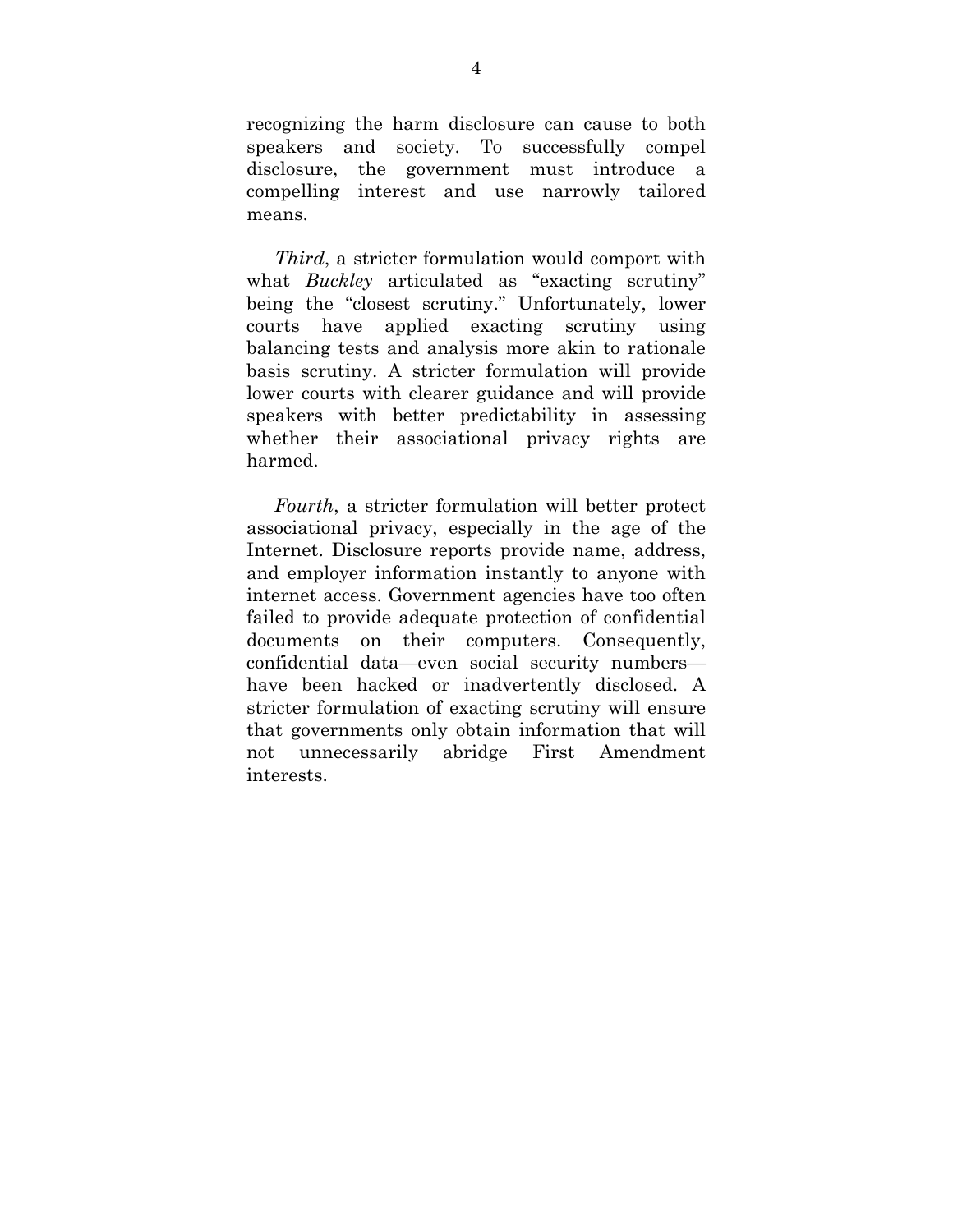recognizing the harm disclosure can cause to both speakers and society. To successfully compel disclosure, the government must introduce a compelling interest and use narrowly tailored means.

*Third*, a stricter formulation would comport with what *Buckley* articulated as "exacting scrutiny" being the "closest scrutiny." Unfortunately, lower courts have applied exacting scrutiny using balancing tests and analysis more akin to rationale basis scrutiny. A stricter formulation will provide lower courts with clearer guidance and will provide speakers with better predictability in assessing whether their associational privacy rights are harmed.

*Fourth*, a stricter formulation will better protect associational privacy, especially in the age of the Internet. Disclosure reports provide name, address, and employer information instantly to anyone with internet access. Government agencies have too often failed to provide adequate protection of confidential documents on their computers. Consequently, confidential data—even social security numbers—have been hacked or inadvertently disclosed. A stricter formulation of exacting scrutiny will ensure that governments only obtain information that will not unnecessarily abridge First Amendment interests.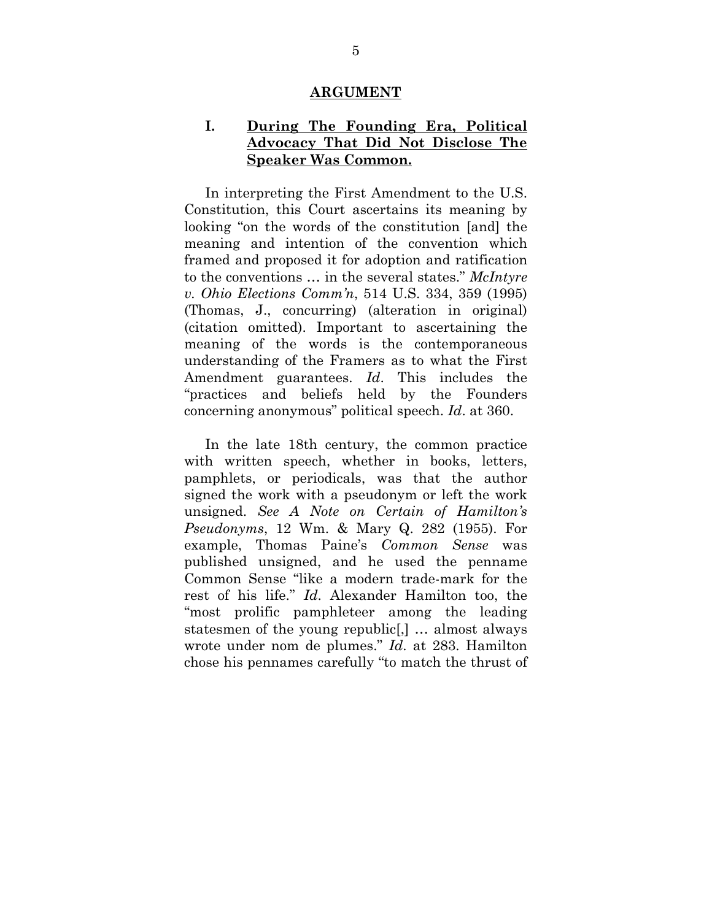## ARGUMENT

### I. <u>During The Founding Era, Political Advocacy That Did Not Disclose The Speaker Was Common.</u>

In interpreting the First Amendment to the U.S. Constitution, this Court ascertains its meaning by looking "on the words of the constitution [and] the meaning and intention of the convention which framed and proposed it for adoption and ratification to the conventions … in the several states." *McIntyre v. Ohio Elections Comm'n*, 514 U.S. 334, 359 (1995) (Thomas, J., concurring) (alteration in original) (citation omitted). Important to ascertaining the meaning of the words is the contemporaneous understanding of the Framers as to what the First Amendment guarantees. *Id*. This includes the "practices and beliefs held by the Founders concerning anonymous" political speech. *Id*. at 360.

In the late 18th century, the common practice with written speech, whether in books, letters, pamphlets, or periodicals, was that the author signed the work with a pseudonym or left the work unsigned. *See A Note on Certain of Hamilton's Pseudonyms*, 12 Wm. & Mary Q. 282 (1955). For example, Thomas Paine's *Common Sense* was published unsigned, and he used the penname Common Sense "like a modern trade-mark for the rest of his life." *Id*. Alexander Hamilton too, the "most prolific pamphleteer among the leading statesmen of the young republic[,] … almost always wrote under nom de plumes." *Id*. at 283. Hamilton chose his pennames carefully "to match the thrust of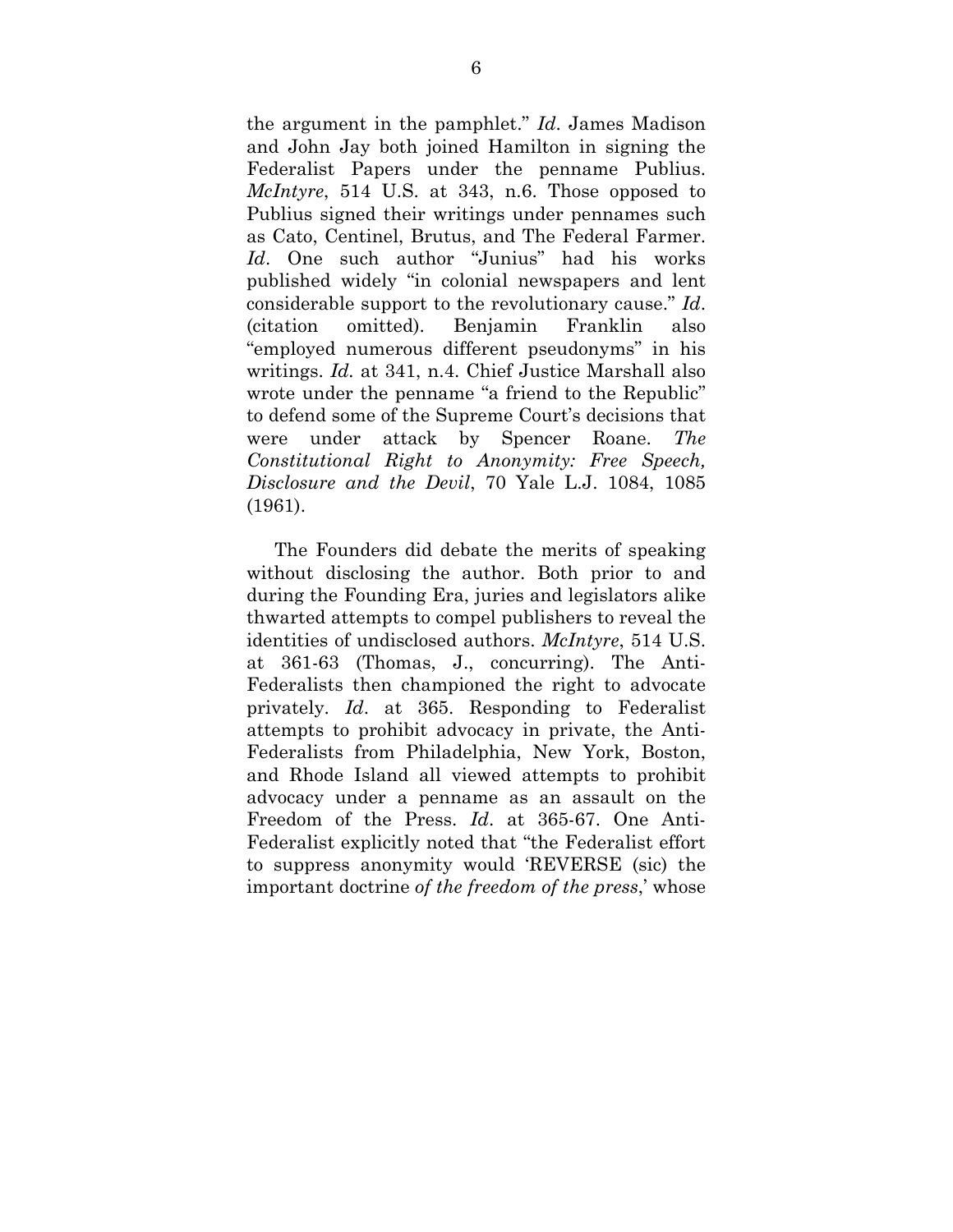the argument in the pamphlet." *Id*. James Madison and John Jay both joined Hamilton in signing the Federalist Papers under the penname Publius. *McIntyre*, 514 U.S. at 343, n.6. Those opposed to Publius signed their writings under pennames such as Cato, Centinel, Brutus, and The Federal Farmer. *Id*. One such author "Junius" had his works published widely "in colonial newspapers and lent considerable support to the revolutionary cause." *Id*. (citation omitted). Benjamin Franklin also "employed numerous different pseudonyms" in his writings. *Id.* at 341, n.4. Chief Justice Marshall also wrote under the penname "a friend to the Republic" to defend some of the Supreme Court's decisions that were under attack by Spencer Roane. *The Constitutional Right to Anonymity: Free Speech, Disclosure and the Devil*, 70 Yale L.J. 1084, 1085 (1961).

The Founders did debate the merits of speaking without disclosing the author. Both prior to and during the Founding Era, juries and legislators alike thwarted attempts to compel publishers to reveal the identities of undisclosed authors. *McIntyre*, 514 U.S. at 361-63 (Thomas, J., concurring). The Anti-Federalists then championed the right to advocate privately. *Id*. at 365. Responding to Federalist attempts to prohibit advocacy in private, the Anti-Federalists from Philadelphia, New York, Boston, and Rhode Island all viewed attempts to prohibit advocacy under a penname as an assault on the Freedom of the Press. *Id*. at 365-67. One Anti-Federalist explicitly noted that "the Federalist effort to suppress anonymity would 'REVERSE (sic) the important doctrine *of the freedom of the press*,' whose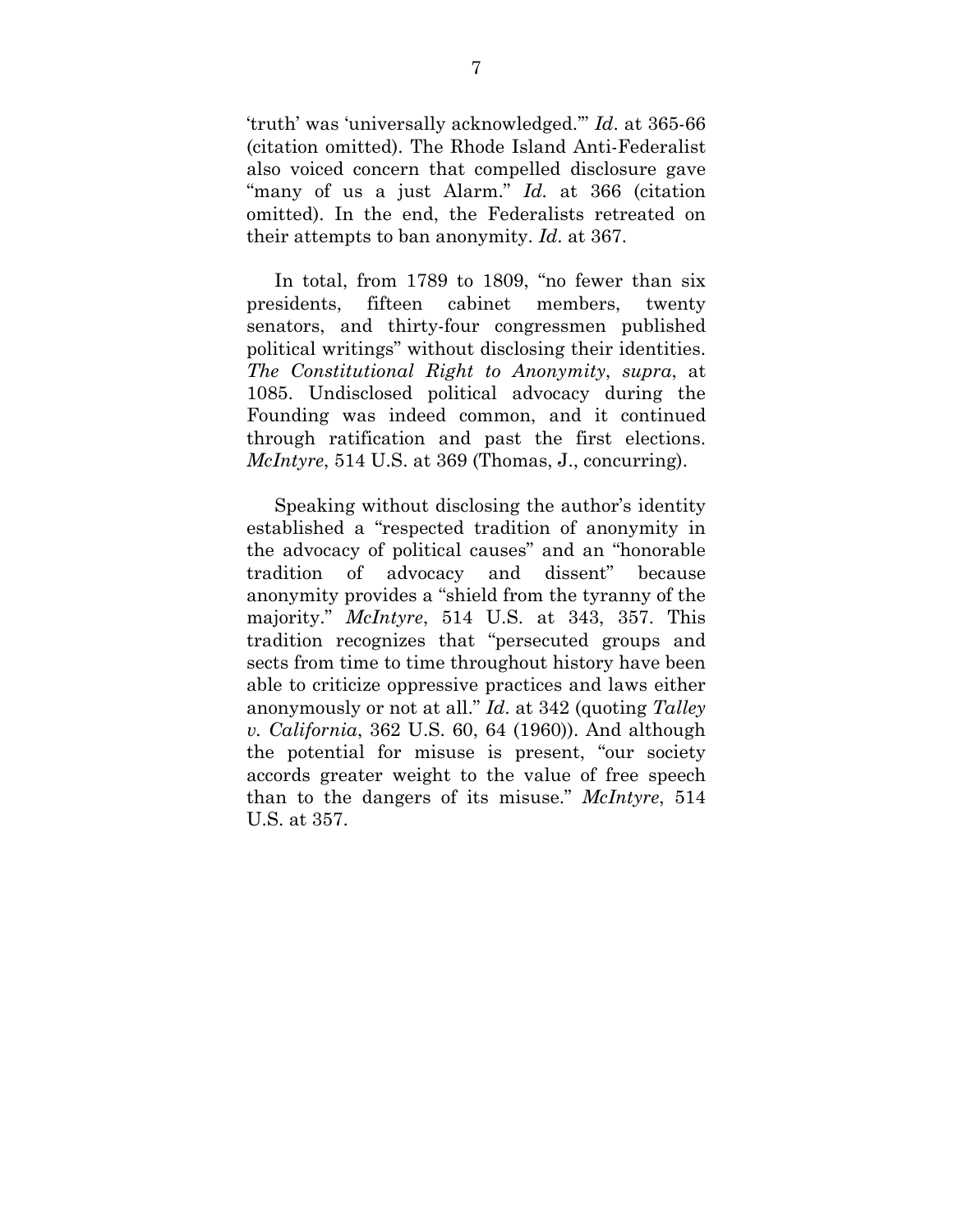'truth' was 'universally acknowledged.'" *Id*. at 365-66 (citation omitted). The Rhode Island Anti-Federalist also voiced concern that compelled disclosure gave "many of us a just Alarm." *Id.* at 366 (citation omitted). In the end, the Federalists retreated on their attempts to ban anonymity. *Id*. at 367.

In total, from 1789 to 1809, "no fewer than six presidents, fifteen cabinet members, twenty senators, and thirty-four congressmen published political writings" without disclosing their identities. *The Constitutional Right to Anonymity*, *supra*, at 1085. Undisclosed political advocacy during the Founding was indeed common, and it continued through ratification and past the first elections. *McIntyre*, 514 U.S. at 369 (Thomas, J., concurring).

Speaking without disclosing the author's identity established a "respected tradition of anonymity in the advocacy of political causes" and an "honorable tradition of advocacy and dissent" because anonymity provides a "shield from the tyranny of the majority." *McIntyre*, 514 U.S. at 343, 357. This tradition recognizes that "persecuted groups and sects from time to time throughout history have been able to criticize oppressive practices and laws either anonymously or not at all." *Id*. at 342 (quoting *Talley v. California*, 362 U.S. 60, 64 (1960)). And although the potential for misuse is present, "our society accords greater weight to the value of free speech than to the dangers of its misuse." *McIntyre*, 514 U.S. at 357.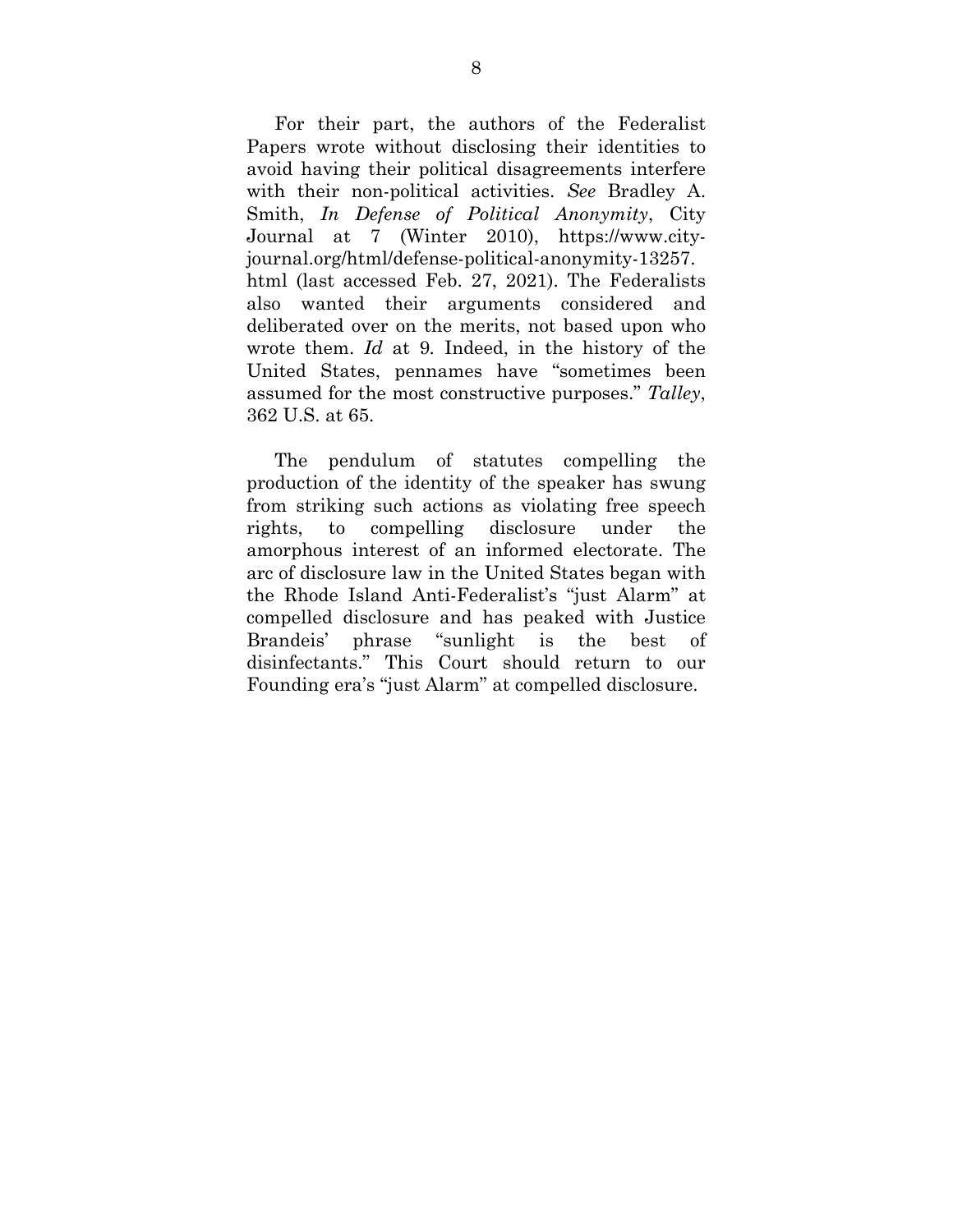For their part, the authors of the Federalist Papers wrote without disclosing their identities to avoid having their political disagreements interfere with their non-political activities. *See* Bradley A. Smith, *In Defense of Political Anonymity*, City Journal at 7 (Winter 2010), https://www.city-journal.org/html/defense-political-anonymity-13257.html (last accessed Feb. 27, 2021). The Federalists also wanted their arguments considered and deliberated over on the merits, not based upon who wrote them. *Id* at 9. Indeed, in the history of the United States, pennames have "sometimes been assumed for the most constructive purposes." *Talley*, 362 U.S. at 65.

The pendulum of statutes compelling the production of the identity of the speaker has swung from striking such actions as violating free speech rights, to compelling disclosure under the amorphous interest of an informed electorate. The arc of disclosure law in the United States began with the Rhode Island Anti-Federalist's "just Alarm" at compelled disclosure and has peaked with Justice Brandeis' phrase "sunlight is the best of disinfectants." This Court should return to our Founding era's "just Alarm" at compelled disclosure.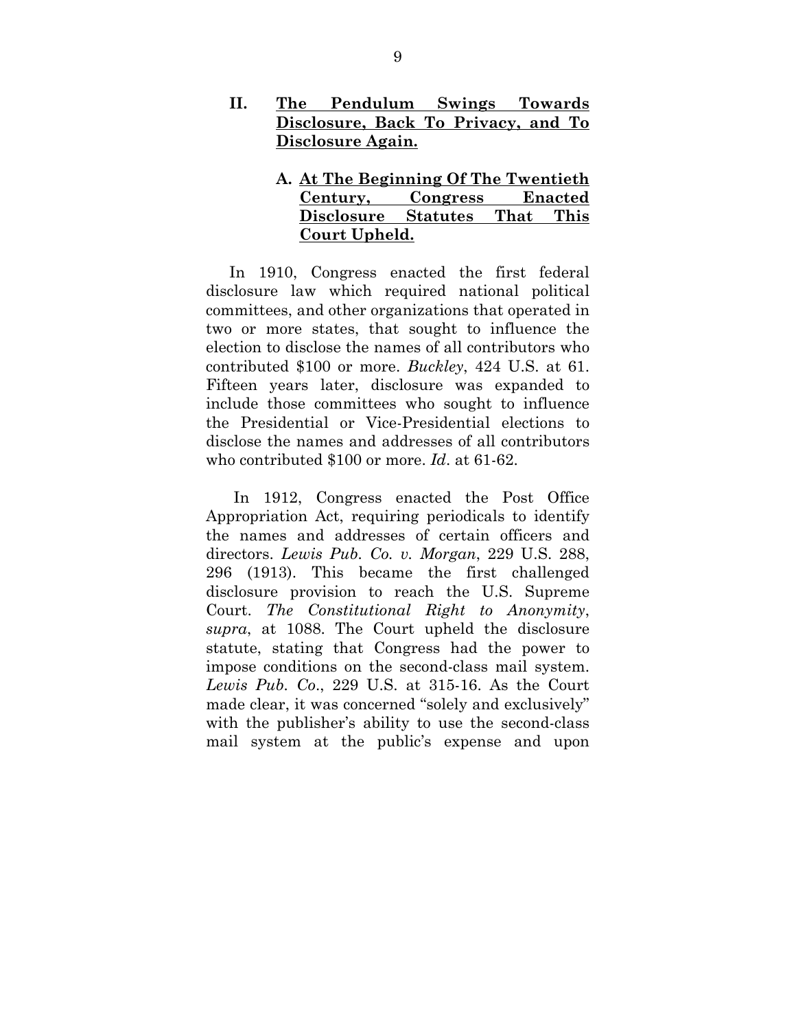## II. <u>The Pendulum Swings Towards Disclosure, Back To Privacy, and To Disclosure Again.</u>

### A. <u>At The Beginning Of The Twentieth Century, Congress Enacted Disclosure Statutes That This Court Upheld.</u>

In 1910, Congress enacted the first federal disclosure law which required national political committees, and other organizations that operated in two or more states, that sought to influence the election to disclose the names of all contributors who contributed $100 or more. *Buckley*, 424 U.S. at 61. Fifteen years later, disclosure was expanded to include those committees who sought to influence the Presidential or Vice-Presidential elections to disclose the names and addresses of all contributors who contributed $100 or more. *Id*. at 61-62.

In 1912, Congress enacted the Post Office Appropriation Act, requiring periodicals to identify the names and addresses of certain officers and directors. *Lewis Pub. Co. v. Morgan*, 229 U.S. 288, 296 (1913). This became the first challenged disclosure provision to reach the U.S. Supreme Court. *The Constitutional Right to Anonymity*, *supra*, at 1088. The Court upheld the disclosure statute, stating that Congress had the power to impose conditions on the second-class mail system. *Lewis Pub. Co*., 229 U.S. at 315-16. As the Court made clear, it was concerned "solely and exclusively" with the publisher's ability to use the second-class mail system at the public's expense and upon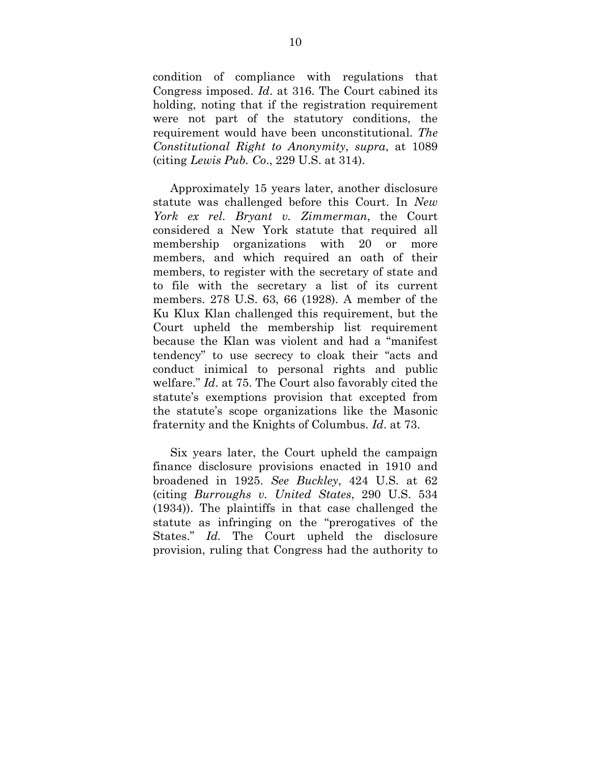condition of compliance with regulations that Congress imposed. *Id*. at 316. The Court cabined its holding, noting that if the registration requirement were not part of the statutory conditions, the requirement would have been unconstitutional. *The Constitutional Right to Anonymity*, *supra*, at 1089 (citing *Lewis Pub. Co*., 229 U.S. at 314).

Approximately 15 years later, another disclosure statute was challenged before this Court. In *New York ex rel. Bryant v. Zimmerman*, the Court considered a New York statute that required all membership organizations with 20 or more members, and which required an oath of their members, to register with the secretary of state and to file with the secretary a list of its current members. 278 U.S. 63, 66 (1928). A member of the Ku Klux Klan challenged this requirement, but the Court upheld the membership list requirement because the Klan was violent and had a "manifest tendency" to use secrecy to cloak their "acts and conduct inimical to personal rights and public welfare." *Id*. at 75. The Court also favorably cited the statute's exemptions provision that excepted from the statute's scope organizations like the Masonic fraternity and the Knights of Columbus. *Id*. at 73.

Six years later, the Court upheld the campaign finance disclosure provisions enacted in 1910 and broadened in 1925. *See Buckley*, 424 U.S. at 62 (citing *Burroughs v. United States*, 290 U.S. 534 (1934)). The plaintiffs in that case challenged the statute as infringing on the "prerogatives of the States." *Id.* The Court upheld the disclosure provision, ruling that Congress had the authority to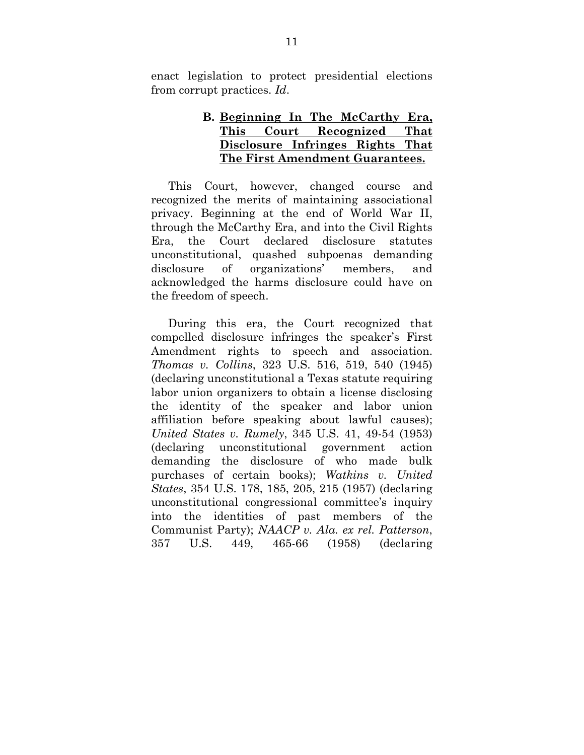enact legislation to protect presidential elections from corrupt practices. *Id*.

### B. Beginning In The McCarthy Era, This Court Recognized That Disclosure Infringes Rights That The First Amendment Guarantees.

This Court, however, changed course and recognized the merits of maintaining associational privacy. Beginning at the end of World War II, through the McCarthy Era, and into the Civil Rights Era, the Court declared disclosure statutes unconstitutional, quashed subpoenas demanding disclosure of organizations' members, and acknowledged the harms disclosure could have on the freedom of speech.

During this era, the Court recognized that compelled disclosure infringes the speaker's First Amendment rights to speech and association. *Thomas v. Collins*, 323 U.S. 516, 519, 540 (1945) (declaring unconstitutional a Texas statute requiring labor union organizers to obtain a license disclosing the identity of the speaker and labor union affiliation before speaking about lawful causes); *United States v. Rumely*, 345 U.S. 41, 49-54 (1953) (declaring unconstitutional government action demanding the disclosure of who made bulk purchases of certain books); *Watkins v. United States*, 354 U.S. 178, 185, 205, 215 (1957) (declaring unconstitutional congressional committee's inquiry into the identities of past members of the Communist Party); *NAACP v. Ala. ex rel. Patterson*, 357 U.S. 449, 465-66 (1958) (declaring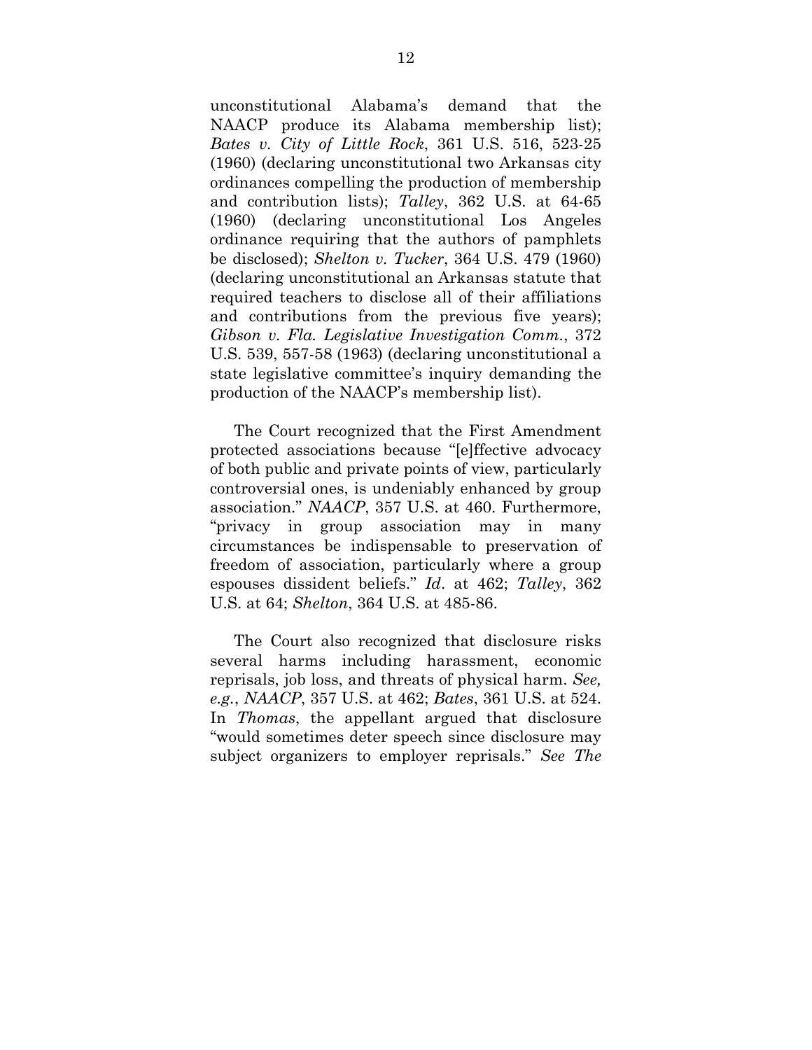unconstitutional Alabama's demand that the NAACP produce its Alabama membership list); *Bates v. City of Little Rock*, 361 U.S. 516, 523-25 (1960) (declaring unconstitutional two Arkansas city ordinances compelling the production of membership and contribution lists); *Talley*, 362 U.S. at 64-65 (1960) (declaring unconstitutional Los Angeles ordinance requiring that the authors of pamphlets be disclosed); *Shelton v. Tucker*, 364 U.S. 479 (1960) (declaring unconstitutional an Arkansas statute that required teachers to disclose all of their affiliations and contributions from the previous five years); *Gibson v. Fla. Legislative Investigation Comm.*, 372 U.S. 539, 557-58 (1963) (declaring unconstitutional a state legislative committee's inquiry demanding the production of the NAACP's membership list).

The Court recognized that the First Amendment protected associations because "[e]ffective advocacy of both public and private points of view, particularly controversial ones, is undeniably enhanced by group association." *NAACP*, 357 U.S. at 460. Furthermore, "privacy in group association may in many circumstances be indispensable to preservation of freedom of association, particularly where a group espouses dissident beliefs." *Id*. at 462; *Talley*, 362 U.S. at 64; *Shelton*, 364 U.S. at 485-86.

The Court also recognized that disclosure risks several harms including harassment, economic reprisals, job loss, and threats of physical harm. *See, e.g.*, *NAACP*, 357 U.S. at 462; *Bates*, 361 U.S. at 524. In *Thomas*, the appellant argued that disclosure "would sometimes deter speech since disclosure may subject organizers to employer reprisals." *See The*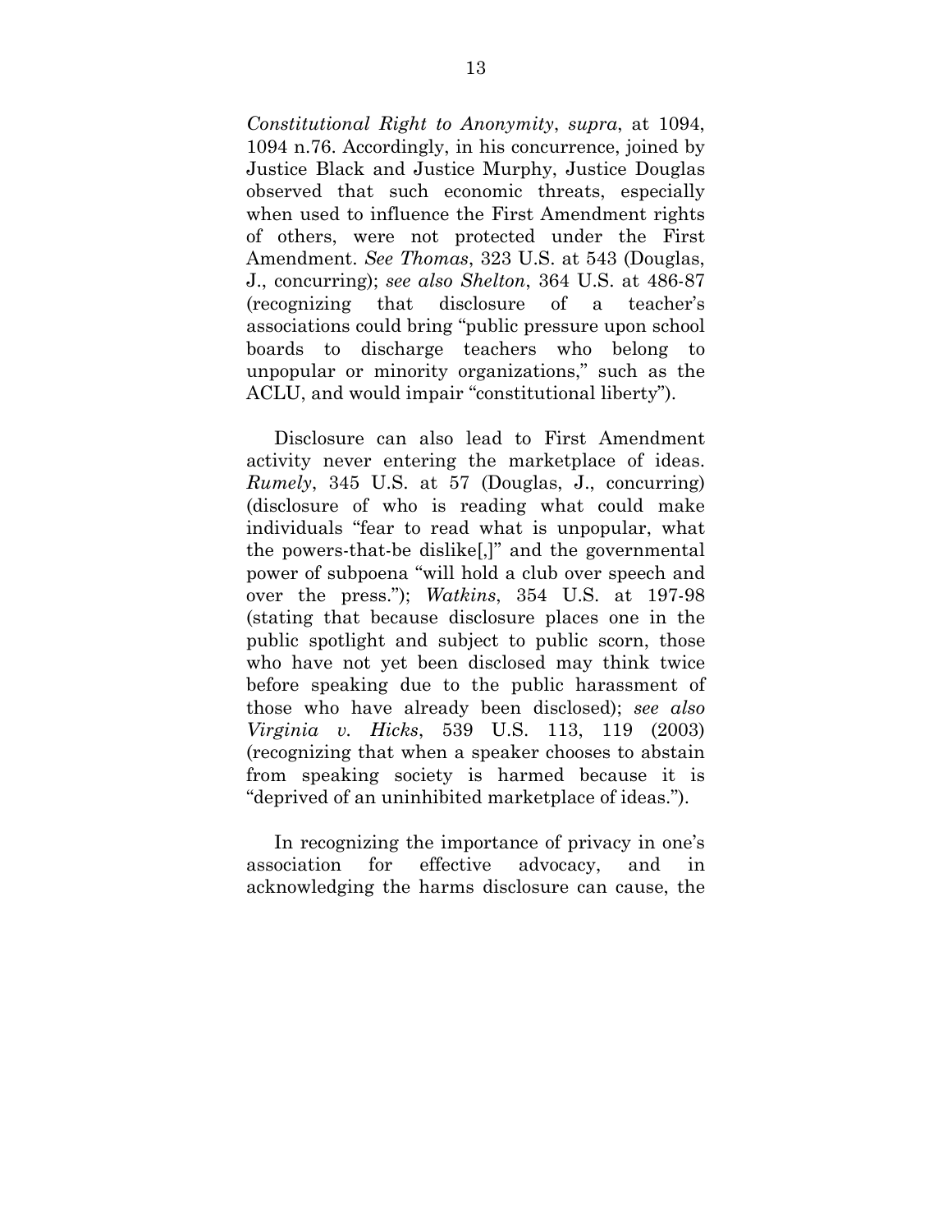*Constitutional Right to Anonymity*, *supra*, at 1094, 1094 n.76. Accordingly, in his concurrence, joined by Justice Black and Justice Murphy, Justice Douglas observed that such economic threats, especially when used to influence the First Amendment rights of others, were not protected under the First Amendment. *See Thomas*, 323 U.S. at 543 (Douglas, J., concurring); *see also Shelton*, 364 U.S. at 486-87 (recognizing that disclosure of a teacher's associations could bring "public pressure upon school boards to discharge teachers who belong to unpopular or minority organizations," such as the ACLU, and would impair "constitutional liberty").

Disclosure can also lead to First Amendment activity never entering the marketplace of ideas. *Rumely*, 345 U.S. at 57 (Douglas, J., concurring) (disclosure of who is reading what could make individuals "fear to read what is unpopular, what the powers-that-be dislike[,]" and the governmental power of subpoena "will hold a club over speech and over the press."); *Watkins*, 354 U.S. at 197-98 (stating that because disclosure places one in the public spotlight and subject to public scorn, those who have not yet been disclosed may think twice before speaking due to the public harassment of those who have already been disclosed); *see also Virginia v. Hicks*, 539 U.S. 113, 119 (2003) (recognizing that when a speaker chooses to abstain from speaking society is harmed because it is "deprived of an uninhibited marketplace of ideas.").

In recognizing the importance of privacy in one's association for effective advocacy, and in acknowledging the harms disclosure can cause, the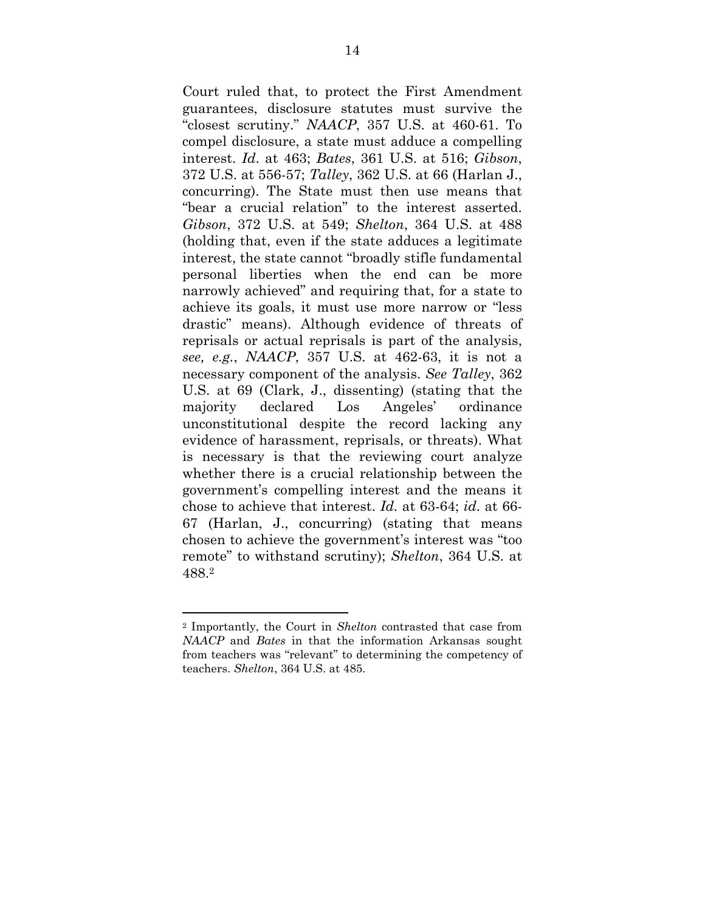Court ruled that, to protect the First Amendment guarantees, disclosure statutes must survive the "closest scrutiny." *NAACP*, 357 U.S. at 460-61. To compel disclosure, a state must adduce a compelling interest. *Id*. at 463; *Bates*, 361 U.S. at 516; *Gibson*, 372 U.S. at 556-57; *Talley*, 362 U.S. at 66 (Harlan J., concurring). The State must then use means that "bear a crucial relation" to the interest asserted. *Gibson*, 372 U.S. at 549; *Shelton*, 364 U.S. at 488 (holding that, even if the state adduces a legitimate interest, the state cannot "broadly stifle fundamental personal liberties when the end can be more narrowly achieved" and requiring that, for a state to achieve its goals, it must use more narrow or "less drastic" means). Although evidence of threats of reprisals or actual reprisals is part of the analysis, *see, e.g.*, *NAACP*, 357 U.S. at 462-63, it is not a necessary component of the analysis. *See Talley*, 362 U.S. at 69 (Clark, J., dissenting) (stating that the majority declared Los Angeles' ordinance unconstitutional despite the record lacking any evidence of harassment, reprisals, or threats). What is necessary is that the reviewing court analyze whether there is a crucial relationship between the government's compelling interest and the means it chose to achieve that interest. *Id.* at 63-64; *id*. at 66-67 (Harlan, J., concurring) (stating that means chosen to achieve the government's interest was "too remote" to withstand scrutiny); *Shelton*, 364 U.S. at 488.[2]

---

[2] Importantly, the Court in *Shelton* contrasted that case from *NAACP* and *Bates* in that the information Arkansas sought from teachers was "relevant" to determining the competency of teachers. *Shelton*, 364 U.S. at 485.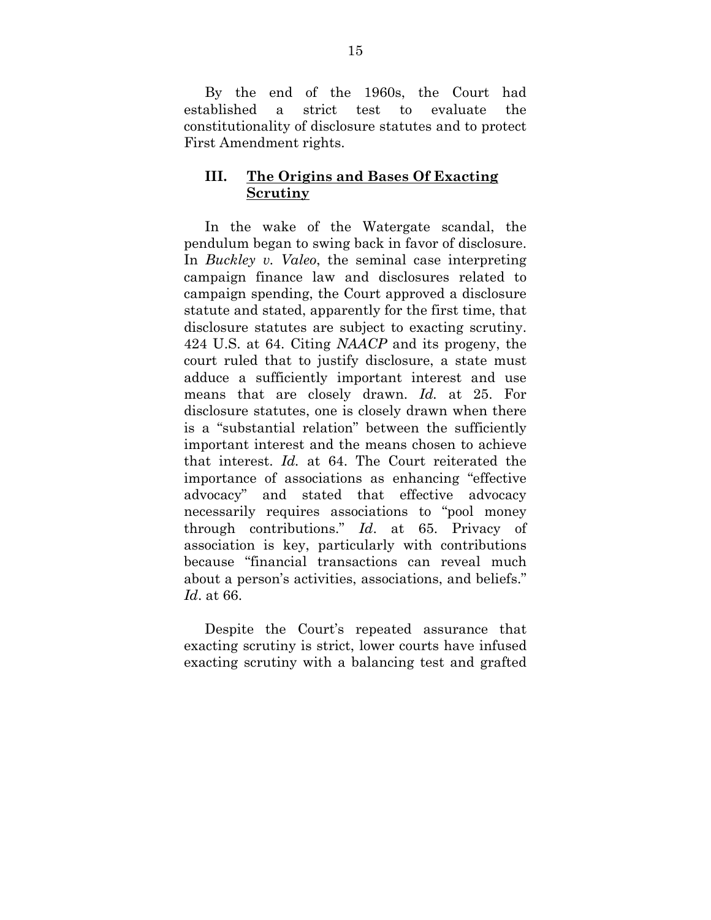By the end of the 1960s, the Court had established a strict test to evaluate the constitutionality of disclosure statutes and to protect First Amendment rights.

## III. The Origins and Bases Of Exacting Scrutiny

In the wake of the Watergate scandal, the pendulum began to swing back in favor of disclosure. In *Buckley v. Valeo*, the seminal case interpreting campaign finance law and disclosures related to campaign spending, the Court approved a disclosure statute and stated, apparently for the first time, that disclosure statutes are subject to exacting scrutiny. 424 U.S. at 64. Citing *NAACP* and its progeny, the court ruled that to justify disclosure, a state must adduce a sufficiently important interest and use means that are closely drawn. *Id.* at 25. For disclosure statutes, one is closely drawn when there is a "substantial relation" between the sufficiently important interest and the means chosen to achieve that interest. *Id.* at 64. The Court reiterated the importance of associations as enhancing "effective advocacy" and stated that effective advocacy necessarily requires associations to "pool money through contributions." *Id*. at 65. Privacy of association is key, particularly with contributions because "financial transactions can reveal much about a person's activities, associations, and beliefs." *Id*. at 66.

Despite the Court's repeated assurance that exacting scrutiny is strict, lower courts have infused exacting scrutiny with a balancing test and grafted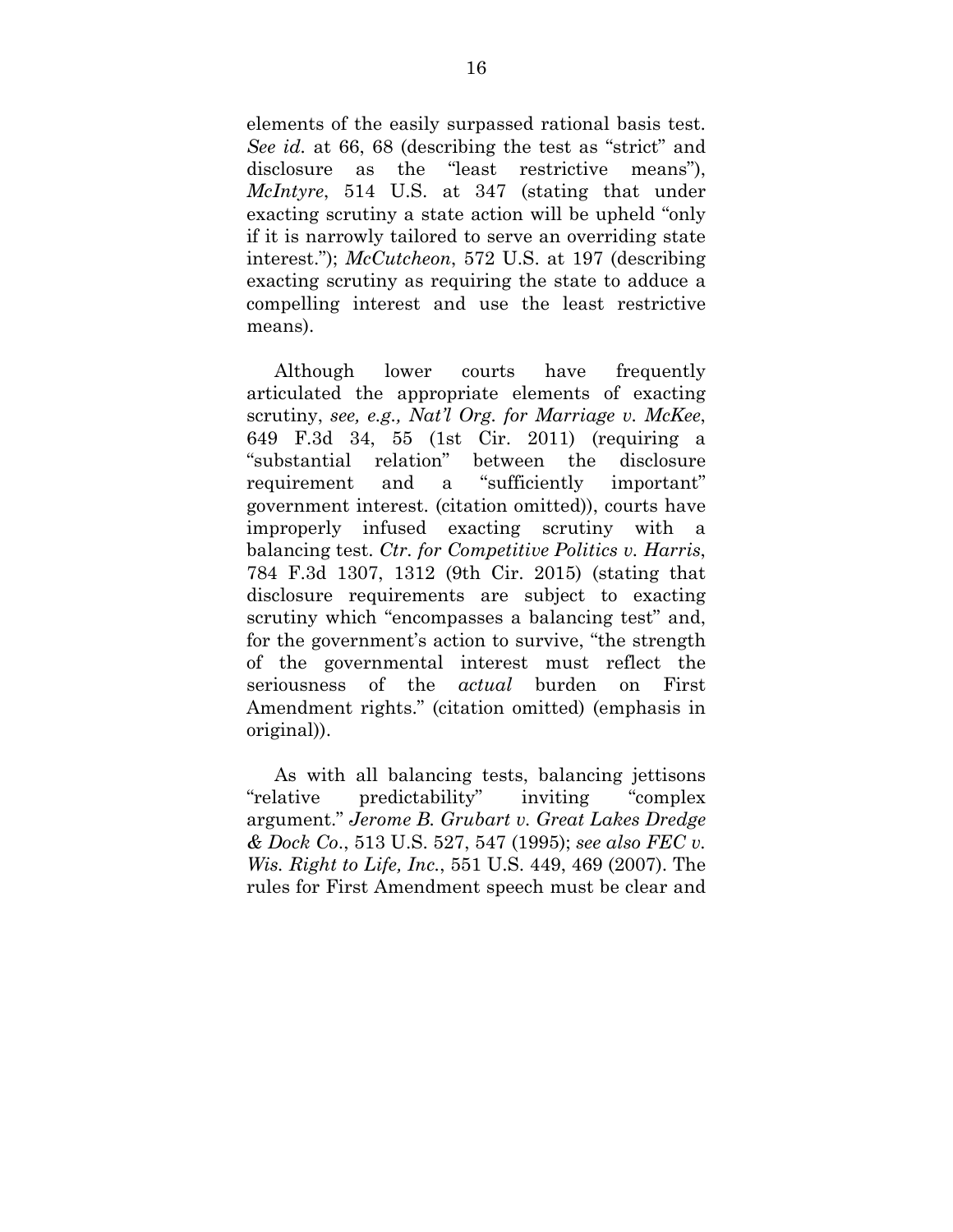elements of the easily surpassed rational basis test. *See id.* at 66, 68 (describing the test as "strict" and disclosure as the "least restrictive means"), *McIntyre*, 514 U.S. at 347 (stating that under exacting scrutiny a state action will be upheld "only if it is narrowly tailored to serve an overriding state interest."); *McCutcheon*, 572 U.S. at 197 (describing exacting scrutiny as requiring the state to adduce a compelling interest and use the least restrictive means).

Although lower courts have frequently articulated the appropriate elements of exacting scrutiny, *see, e.g., Nat'l Org. for Marriage v. McKee*, 649 F.3d 34, 55 (1st Cir. 2011) (requiring a "substantial relation" between the disclosure requirement and a "sufficiently important" government interest. (citation omitted)), courts have improperly infused exacting scrutiny with a balancing test. *Ctr. for Competitive Politics v. Harris*, 784 F.3d 1307, 1312 (9th Cir. 2015) (stating that disclosure requirements are subject to exacting scrutiny which "encompasses a balancing test" and, for the government's action to survive, "the strength of the governmental interest must reflect the seriousness of the *actual* burden on First Amendment rights." (citation omitted) (emphasis in original)).

As with all balancing tests, balancing jettisons "relative predictability" inviting "complex argument." *Jerome B. Grubart v. Great Lakes Dredge & Dock Co.*, 513 U.S. 527, 547 (1995); *see also FEC v. Wis. Right to Life, Inc.*, 551 U.S. 449, 469 (2007). The rules for First Amendment speech must be clear and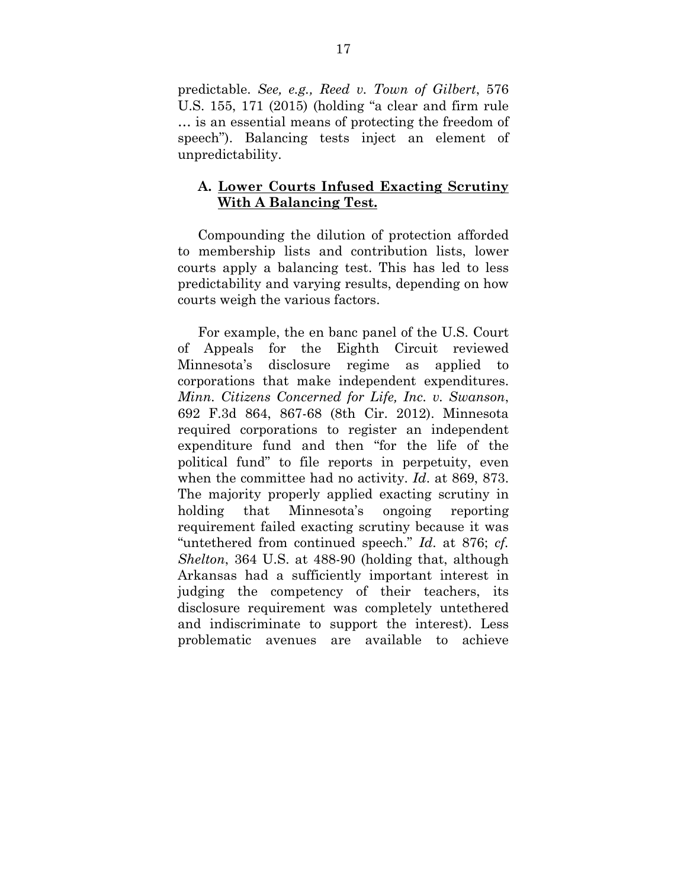predictable. *See, e.g., Reed v. Town of Gilbert*, 576 U.S. 155, 171 (2015) (holding "a clear and firm rule … is an essential means of protecting the freedom of speech"). Balancing tests inject an element of unpredictability.

### A. <u>Lower Courts Infused Exacting Scrutiny With A Balancing Test.</u>

Compounding the dilution of protection afforded to membership lists and contribution lists, lower courts apply a balancing test. This has led to less predictability and varying results, depending on how courts weigh the various factors.

For example, the en banc panel of the U.S. Court of Appeals for the Eighth Circuit reviewed Minnesota's disclosure regime as applied to corporations that make independent expenditures. *Minn. Citizens Concerned for Life, Inc. v. Swanson*, 692 F.3d 864, 867-68 (8th Cir. 2012). Minnesota required corporations to register an independent expenditure fund and then "for the life of the political fund" to file reports in perpetuity, even when the committee had no activity. *Id*. at 869, 873. The majority properly applied exacting scrutiny in holding that Minnesota's ongoing reporting requirement failed exacting scrutiny because it was "untethered from continued speech." *Id*. at 876; *cf. Shelton*, 364 U.S. at 488-90 (holding that, although Arkansas had a sufficiently important interest in judging the competency of their teachers, its disclosure requirement was completely untethered and indiscriminate to support the interest). Less problematic avenues are available to achieve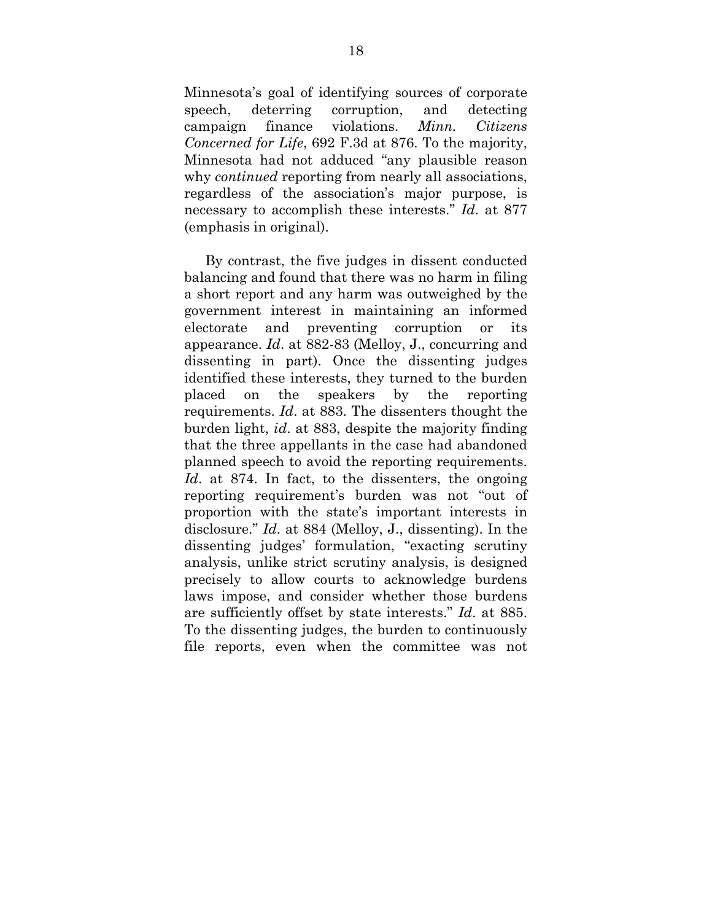Minnesota's goal of identifying sources of corporate speech, deterring corruption, and detecting campaign finance violations. *Minn. Citizens Concerned for Life*, 692 F.3d at 876. To the majority, Minnesota had not adduced "any plausible reason why *continued* reporting from nearly all associations, regardless of the association's major purpose, is necessary to accomplish these interests." *Id*. at 877 (emphasis in original).

By contrast, the five judges in dissent conducted balancing and found that there was no harm in filing a short report and any harm was outweighed by the government interest in maintaining an informed electorate and preventing corruption or its appearance. *Id*. at 882-83 (Melloy, J., concurring and dissenting in part). Once the dissenting judges identified these interests, they turned to the burden placed on the speakers by the reporting requirements. *Id*. at 883. The dissenters thought the burden light, *id*. at 883, despite the majority finding that the three appellants in the case had abandoned planned speech to avoid the reporting requirements. *Id*. at 874. In fact, to the dissenters, the ongoing reporting requirement's burden was not "out of proportion with the state's important interests in disclosure." *Id*. at 884 (Melloy, J., dissenting). In the dissenting judges' formulation, "exacting scrutiny analysis, unlike strict scrutiny analysis, is designed precisely to allow courts to acknowledge burdens laws impose, and consider whether those burdens are sufficiently offset by state interests." *Id*. at 885. To the dissenting judges, the burden to continuously file reports, even when the committee was not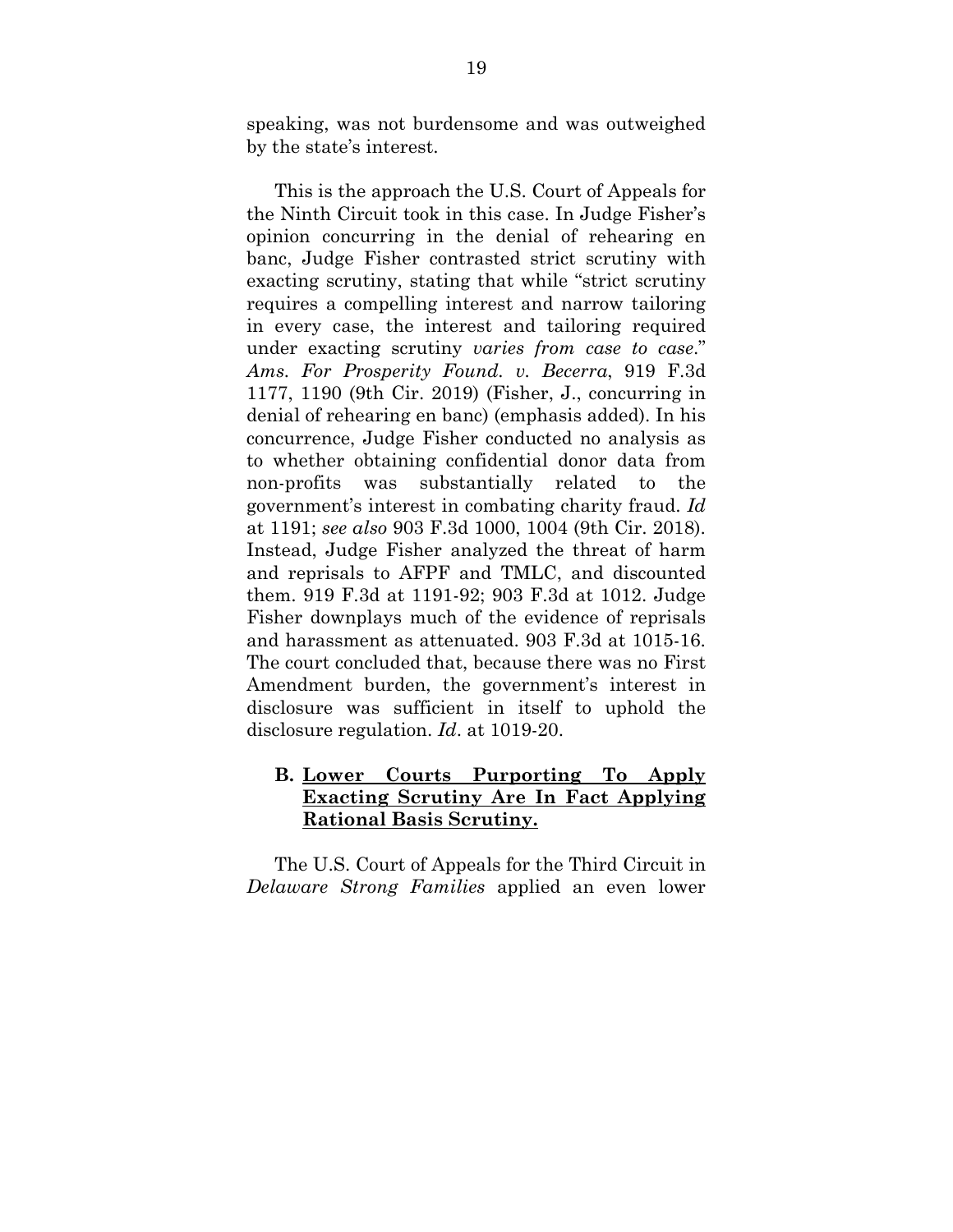speaking, was not burdensome and was outweighed by the state's interest.

This is the approach the U.S. Court of Appeals for the Ninth Circuit took in this case. In Judge Fisher's opinion concurring in the denial of rehearing en banc, Judge Fisher contrasted strict scrutiny with exacting scrutiny, stating that while "strict scrutiny requires a compelling interest and narrow tailoring in every case, the interest and tailoring required under exacting scrutiny *varies from case to case*." *Ams. For Prosperity Found. v. Becerra*, 919 F.3d 1177, 1190 (9th Cir. 2019) (Fisher, J., concurring in denial of rehearing en banc) (emphasis added). In his concurrence, Judge Fisher conducted no analysis as to whether obtaining confidential donor data from non-profits was substantially related to the government's interest in combating charity fraud. *Id* at 1191; *see also* 903 F.3d 1000, 1004 (9th Cir. 2018). Instead, Judge Fisher analyzed the threat of harm and reprisals to AFPF and TMLC, and discounted them. 919 F.3d at 1191-92; 903 F.3d at 1012. Judge Fisher downplays much of the evidence of reprisals and harassment as attenuated. 903 F.3d at 1015-16. The court concluded that, because there was no First Amendment burden, the government's interest in disclosure was sufficient in itself to uphold the disclosure regulation. *Id*. at 1019-20.

### B. <u>Lower Courts Purporting To Apply Exacting Scrutiny Are In Fact Applying Rational Basis Scrutiny.</u>

The U.S. Court of Appeals for the Third Circuit in *Delaware Strong Families* applied an even lower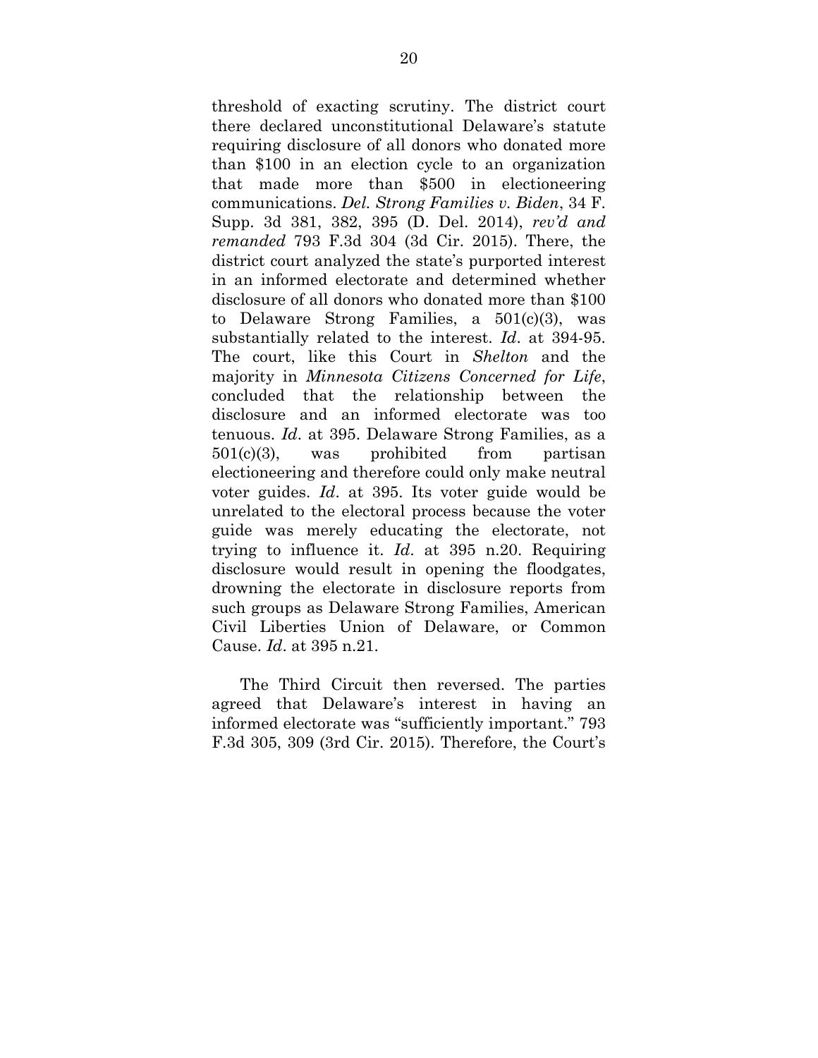threshold of exacting scrutiny. The district court there declared unconstitutional Delaware's statute requiring disclosure of all donors who donated more than $100 in an election cycle to an organization that made more than $500 in electioneering communications. *Del. Strong Families v. Biden*, 34 F. Supp. 3d 381, 382, 395 (D. Del. 2014), *rev'd and remanded* 793 F.3d 304 (3d Cir. 2015). There, the district court analyzed the state's purported interest in an informed electorate and determined whether disclosure of all donors who donated more than $100 to Delaware Strong Families, a 501(c)(3), was substantially related to the interest. *Id*. at 394-95. The court, like this Court in *Shelton* and the majority in *Minnesota Citizens Concerned for Life*, concluded that the relationship between the disclosure and an informed electorate was too tenuous. *Id*. at 395. Delaware Strong Families, as a 501(c)(3), was prohibited from partisan electioneering and therefore could only make neutral voter guides. *Id*. at 395. Its voter guide would be unrelated to the electoral process because the voter guide was merely educating the electorate, not trying to influence it. *Id*. at 395 n.20. Requiring disclosure would result in opening the floodgates, drowning the electorate in disclosure reports from such groups as Delaware Strong Families, American Civil Liberties Union of Delaware, or Common Cause. *Id*. at 395 n.21.

The Third Circuit then reversed. The parties agreed that Delaware's interest in having an informed electorate was "sufficiently important." 793 F.3d 305, 309 (3rd Cir. 2015). Therefore, the Court's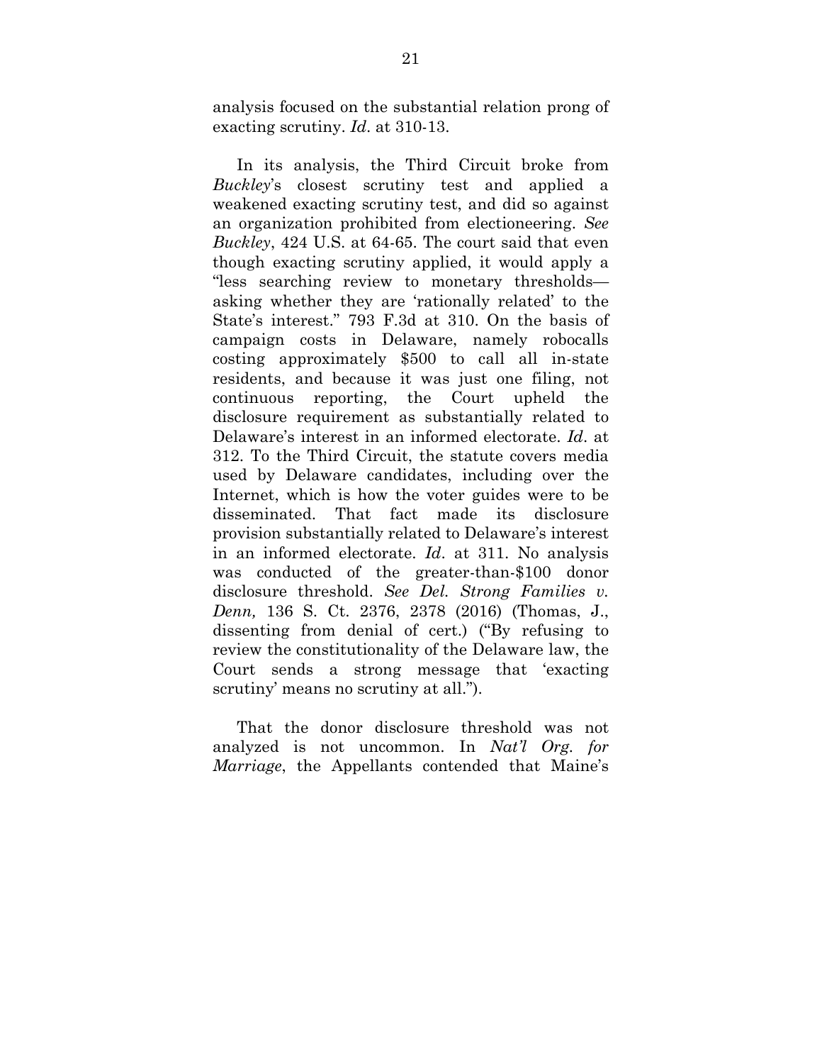analysis focused on the substantial relation prong of exacting scrutiny. *Id*. at 310-13.

In its analysis, the Third Circuit broke from *Buckley*'s closest scrutiny test and applied a weakened exacting scrutiny test, and did so against an organization prohibited from electioneering. *See Buckley*, 424 U.S. at 64-65. The court said that even though exacting scrutiny applied, it would apply a "less searching review to monetary thresholds—asking whether they are 'rationally related' to the State's interest." 793 F.3d at 310. On the basis of campaign costs in Delaware, namely robocalls costing approximately $500 to call all in-state residents, and because it was just one filing, not continuous reporting, the Court upheld the disclosure requirement as substantially related to Delaware's interest in an informed electorate. *Id*. at 312. To the Third Circuit, the statute covers media used by Delaware candidates, including over the Internet, which is how the voter guides were to be disseminated. That fact made its disclosure provision substantially related to Delaware's interest in an informed electorate. *Id*. at 311. No analysis was conducted of the greater-than-$100 donor disclosure threshold. *See Del. Strong Families v. Denn,* 136 S. Ct. 2376, 2378 (2016) (Thomas, J., dissenting from denial of cert.) ("By refusing to review the constitutionality of the Delaware law, the Court sends a strong message that 'exacting scrutiny' means no scrutiny at all.").

That the donor disclosure threshold was not analyzed is not uncommon. In *Nat'l Org. for Marriage*, the Appellants contended that Maine's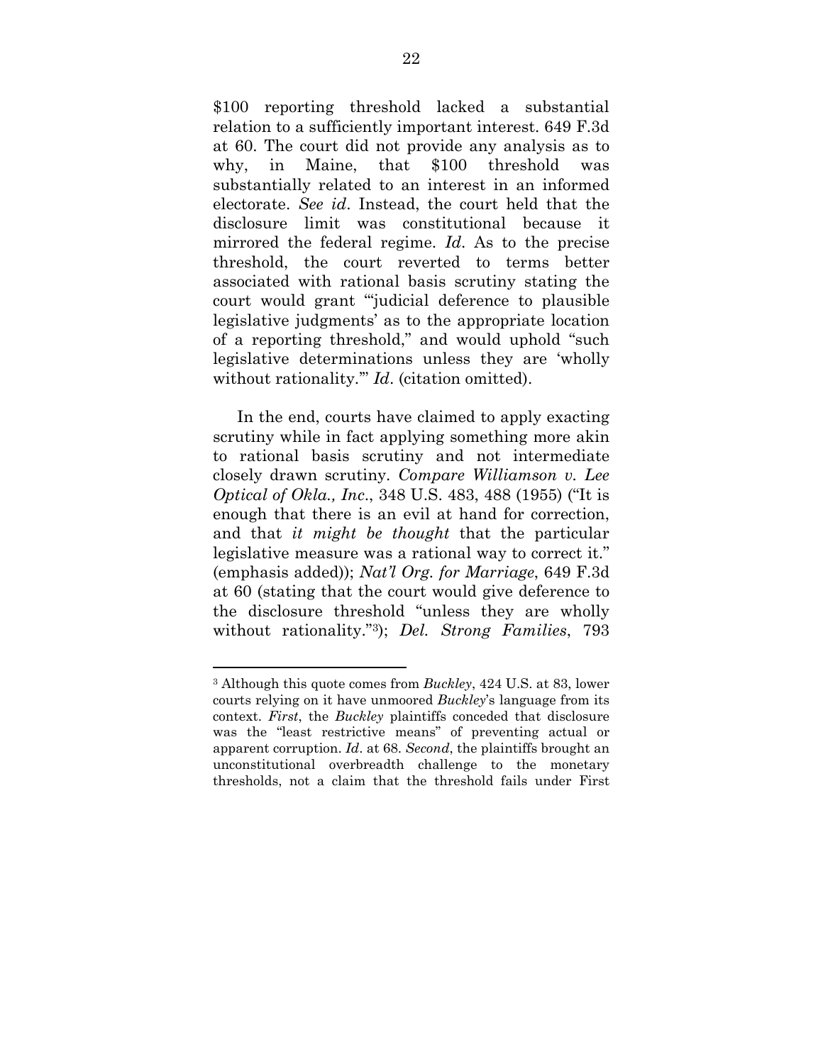$100 reporting threshold lacked a substantial relation to a sufficiently important interest. 649 F.3d at 60. The court did not provide any analysis as to why, in Maine, that $100 threshold was substantially related to an interest in an informed electorate. *See id*. Instead, the court held that the disclosure limit was constitutional because it mirrored the federal regime. *Id*. As to the precise threshold, the court reverted to terms better associated with rational basis scrutiny stating the court would grant "'judicial deference to plausible legislative judgments' as to the appropriate location of a reporting threshold," and would uphold "such legislative determinations unless they are 'wholly without rationality.'" *Id*. (citation omitted).

In the end, courts have claimed to apply exacting scrutiny while in fact applying something more akin to rational basis scrutiny and not intermediate closely drawn scrutiny. *Compare Williamson v. Lee Optical of Okla., Inc*., 348 U.S. 483, 488 (1955) ("It is enough that there is an evil at hand for correction, and that *it might be thought* that the particular legislative measure was a rational way to correct it." (emphasis added)); *Nat'l Org. for Marriage*, 649 F.3d at 60 (stating that the court would give deference to the disclosure threshold "unless they are wholly without rationality."[3]); *Del. Strong Families*, 793

[3] Although this quote comes from *Buckley*, 424 U.S. at 83, lower courts relying on it have unmoored *Buckley*'s language from its context. *First*, the *Buckley* plaintiffs conceded that disclosure was the "least restrictive means" of preventing actual or apparent corruption. *Id*. at 68. *Second*, the plaintiffs brought an unconstitutional overbreadth challenge to the monetary thresholds, not a claim that the threshold fails under First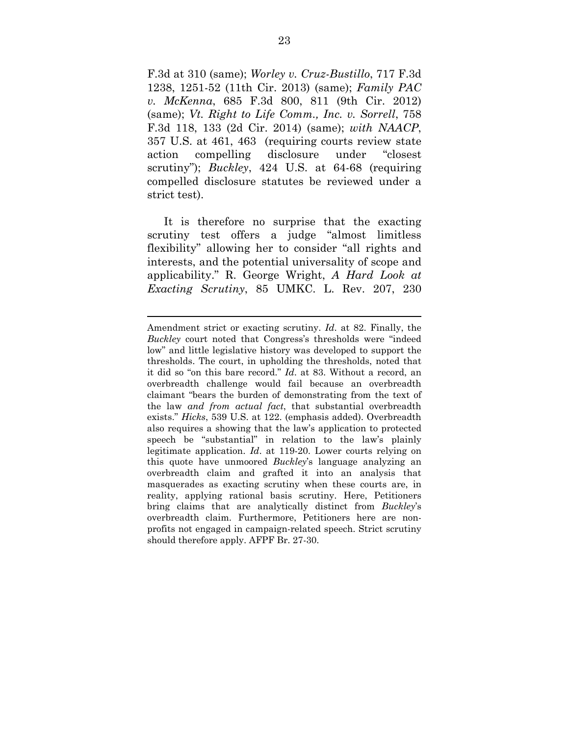F.3d at 310 (same); *Worley v. Cruz-Bustillo*, 717 F.3d 1238, 1251-52 (11th Cir. 2013) (same); *Family PAC v. McKenna*, 685 F.3d 800, 811 (9th Cir. 2012) (same); *Vt. Right to Life Comm., Inc. v. Sorrell*, 758 F.3d 118, 133 (2d Cir. 2014) (same); *with NAACP*, 357 U.S. at 461, 463 (requiring courts review state action compelling disclosure under "closest scrutiny"); *Buckley*, 424 U.S. at 64-68 (requiring compelled disclosure statutes be reviewed under a strict test).

It is therefore no surprise that the exacting scrutiny test offers a judge "almost limitless flexibility" allowing her to consider "all rights and interests, and the potential universality of scope and applicability." R. George Wright, *A Hard Look at Exacting Scrutiny*, 85 UMKC. L. Rev. 207, 230

---

Amendment strict or exacting scrutiny. *Id*. at 82. Finally, the *Buckley* court noted that Congress's thresholds were "indeed low" and little legislative history was developed to support the thresholds. The court, in upholding the thresholds, noted that it did so "on this bare record." *Id*. at 83. Without a record, an overbreadth challenge would fail because an overbreadth claimant "bears the burden of demonstrating from the text of the law *and from actual fact*, that substantial overbreadth exists." *Hicks*, 539 U.S. at 122. (emphasis added). Overbreadth also requires a showing that the law's application to protected speech be "substantial" in relation to the law's plainly legitimate application. *Id*. at 119-20. Lower courts relying on this quote have unmoored *Buckley*'s language analyzing an overbreadth claim and grafted it into an analysis that masquerades as exacting scrutiny when these courts are, in reality, applying rational basis scrutiny. Here, Petitioners bring claims that are analytically distinct from *Buckley*'s overbreadth claim. Furthermore, Petitioners here are non-profits not engaged in campaign-related speech. Strict scrutiny should therefore apply. AFPF Br. 27-30.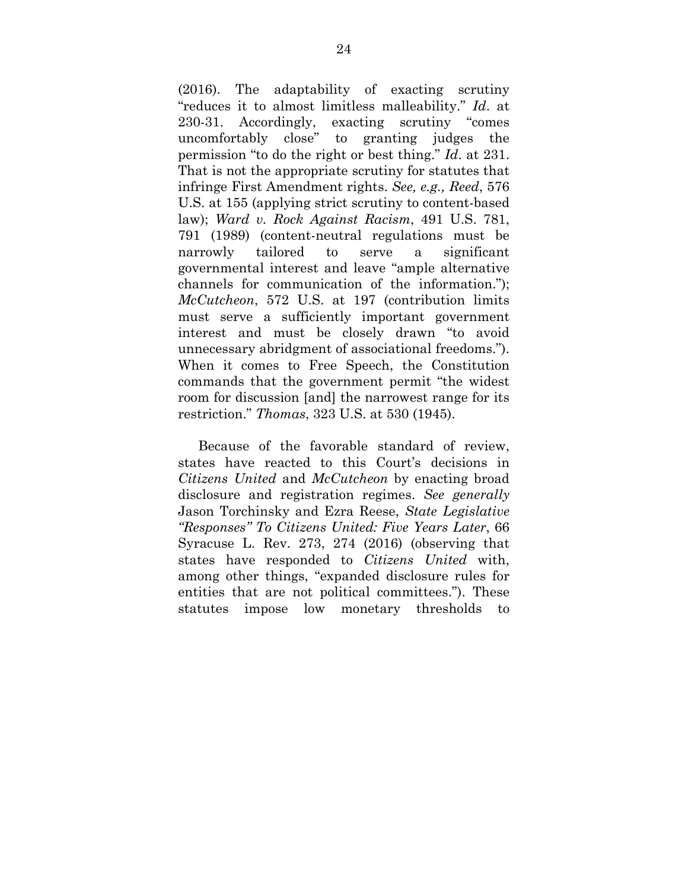(2016). The adaptability of exacting scrutiny "reduces it to almost limitless malleability." *Id*. at 230-31. Accordingly, exacting scrutiny "comes uncomfortably close" to granting judges the permission "to do the right or best thing." *Id*. at 231. That is not the appropriate scrutiny for statutes that infringe First Amendment rights. *See, e.g., Reed*, 576 U.S. at 155 (applying strict scrutiny to content-based law); *Ward v. Rock Against Racism*, 491 U.S. 781, 791 (1989) (content-neutral regulations must be narrowly tailored to serve a significant governmental interest and leave "ample alternative channels for communication of the information."); *McCutcheon*, 572 U.S. at 197 (contribution limits must serve a sufficiently important government interest and must be closely drawn "to avoid unnecessary abridgment of associational freedoms."). When it comes to Free Speech, the Constitution commands that the government permit "the widest room for discussion [and] the narrowest range for its restriction." *Thomas*, 323 U.S. at 530 (1945).

Because of the favorable standard of review, states have reacted to this Court's decisions in *Citizens United* and *McCutcheon* by enacting broad disclosure and registration regimes. *See generally* Jason Torchinsky and Ezra Reese, *State Legislative "Responses" To Citizens United: Five Years Later*, 66 Syracuse L. Rev. 273, 274 (2016) (observing that states have responded to *Citizens United* with, among other things, "expanded disclosure rules for entities that are not political committees."). These statutes impose low monetary thresholds to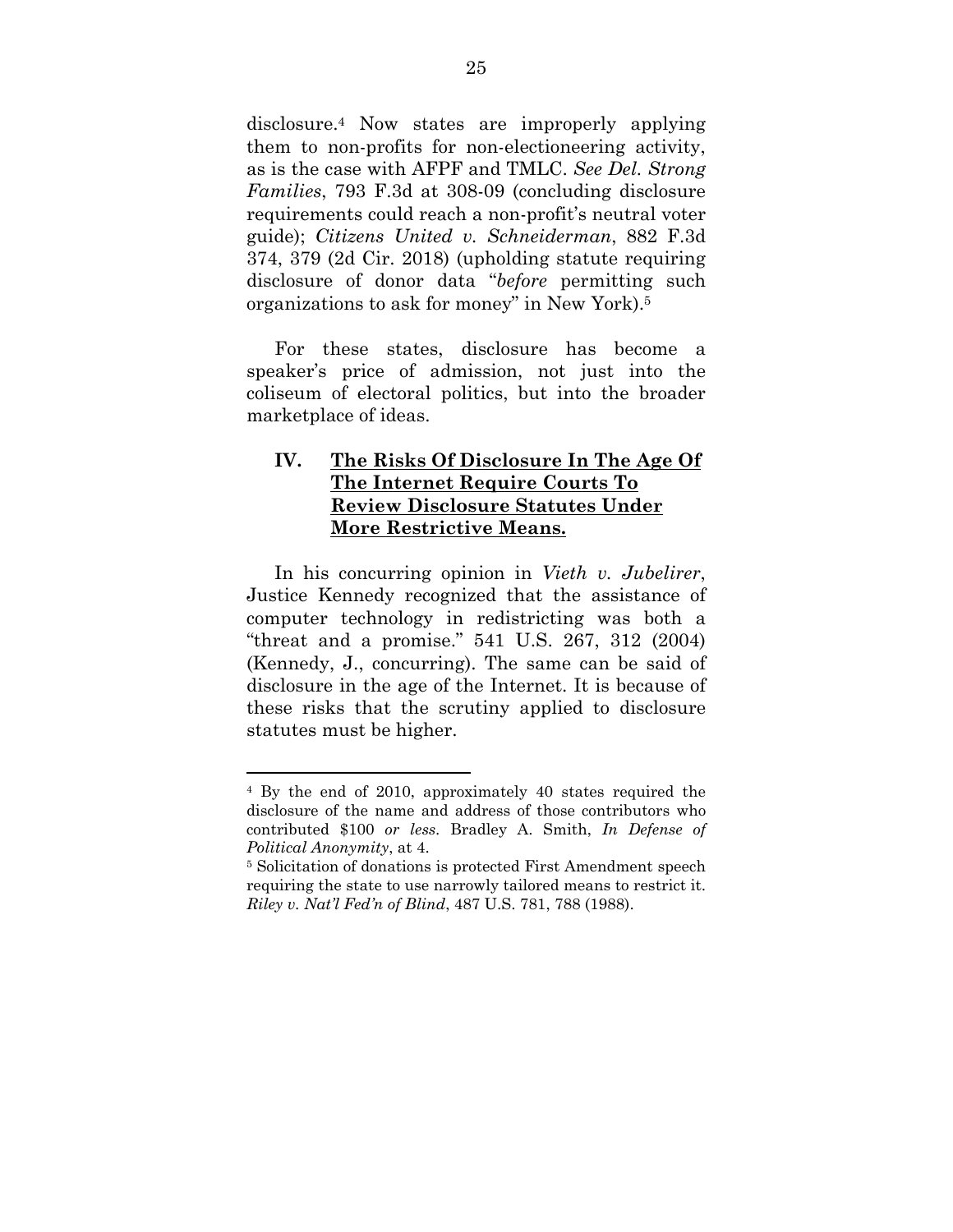disclosure.[4] Now states are improperly applying them to non-profits for non-electioneering activity, as is the case with AFPF and TMLC. *See Del. Strong Families*, 793 F.3d at 308-09 (concluding disclosure requirements could reach a non-profit's neutral voter guide); *Citizens United v. Schneiderman*, 882 F.3d 374, 379 (2d Cir. 2018) (upholding statute requiring disclosure of donor data "*before* permitting such organizations to ask for money" in New York).[5]

For these states, disclosure has become a speaker's price of admission, not just into the coliseum of electoral politics, but into the broader marketplace of ideas.

## IV. <u>The Risks Of Disclosure In The Age Of The Internet Require Courts To Review Disclosure Statutes Under More Restrictive Means.</u>

In his concurring opinion in *Vieth v. Jubelirer*, Justice Kennedy recognized that the assistance of computer technology in redistricting was both a "threat and a promise." 541 U.S. 267, 312 (2004) (Kennedy, J., concurring). The same can be said of disclosure in the age of the Internet. It is because of these risks that the scrutiny applied to disclosure statutes must be higher.

---

[4] By the end of 2010, approximately 40 states required the disclosure of the name and address of those contributors who contributed $100 *or less*. Bradley A. Smith, *In Defense of Political Anonymity*, at 4.

[5] Solicitation of donations is protected First Amendment speech requiring the state to use narrowly tailored means to restrict it. *Riley v. Nat'l Fed'n of Blind*, 487 U.S. 781, 788 (1988).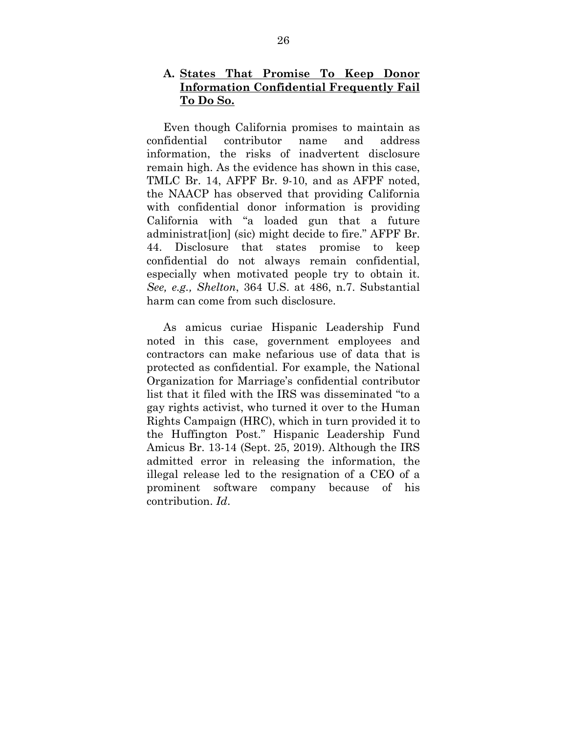### A. <u>States That Promise To Keep Donor Information Confidential Frequently Fail To Do So.</u>

Even though California promises to maintain as confidential contributor name and address information, the risks of inadvertent disclosure remain high. As the evidence has shown in this case, TMLC Br. 14, AFPF Br. 9-10, and as AFPF noted, the NAACP has observed that providing California with confidential donor information is providing California with "a loaded gun that a future administrat[ion] (sic) might decide to fire." AFPF Br. 44. Disclosure that states promise to keep confidential do not always remain confidential, especially when motivated people try to obtain it. *See, e.g., Shelton*, 364 U.S. at 486, n.7. Substantial harm can come from such disclosure.

As amicus curiae Hispanic Leadership Fund noted in this case, government employees and contractors can make nefarious use of data that is protected as confidential. For example, the National Organization for Marriage's confidential contributor list that it filed with the IRS was disseminated "to a gay rights activist, who turned it over to the Human Rights Campaign (HRC), which in turn provided it to the Huffington Post." Hispanic Leadership Fund Amicus Br. 13-14 (Sept. 25, 2019). Although the IRS admitted error in releasing the information, the illegal release led to the resignation of a CEO of a prominent software company because of his contribution. *Id*.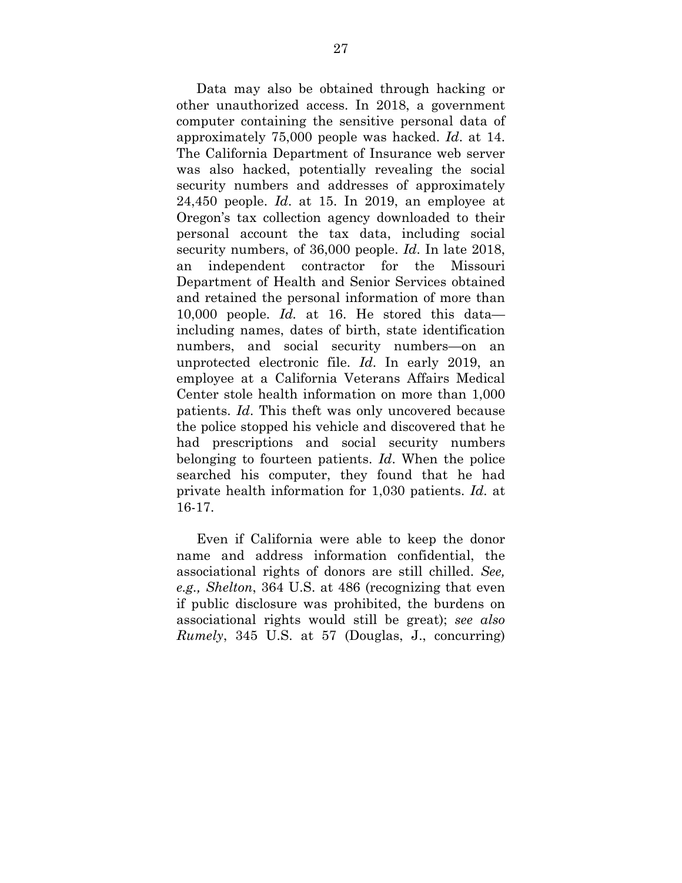Data may also be obtained through hacking or other unauthorized access. In 2018, a government computer containing the sensitive personal data of approximately 75,000 people was hacked. *Id*. at 14. The California Department of Insurance web server was also hacked, potentially revealing the social security numbers and addresses of approximately 24,450 people. *Id*. at 15. In 2019, an employee at Oregon's tax collection agency downloaded to their personal account the tax data, including social security numbers, of 36,000 people. *Id*. In late 2018, an independent contractor for the Missouri Department of Health and Senior Services obtained and retained the personal information of more than 10,000 people. *Id.* at 16. He stored this data—including names, dates of birth, state identification numbers, and social security numbers—on an unprotected electronic file. *Id*. In early 2019, an employee at a California Veterans Affairs Medical Center stole health information on more than 1,000 patients. *Id*. This theft was only uncovered because the police stopped his vehicle and discovered that he had prescriptions and social security numbers belonging to fourteen patients. *Id*. When the police searched his computer, they found that he had private health information for 1,030 patients. *Id*. at 16-17.

Even if California were able to keep the donor name and address information confidential, the associational rights of donors are still chilled. *See, e.g., Shelton*, 364 U.S. at 486 (recognizing that even if public disclosure was prohibited, the burdens on associational rights would still be great); *see also Rumely*, 345 U.S. at 57 (Douglas, J., concurring)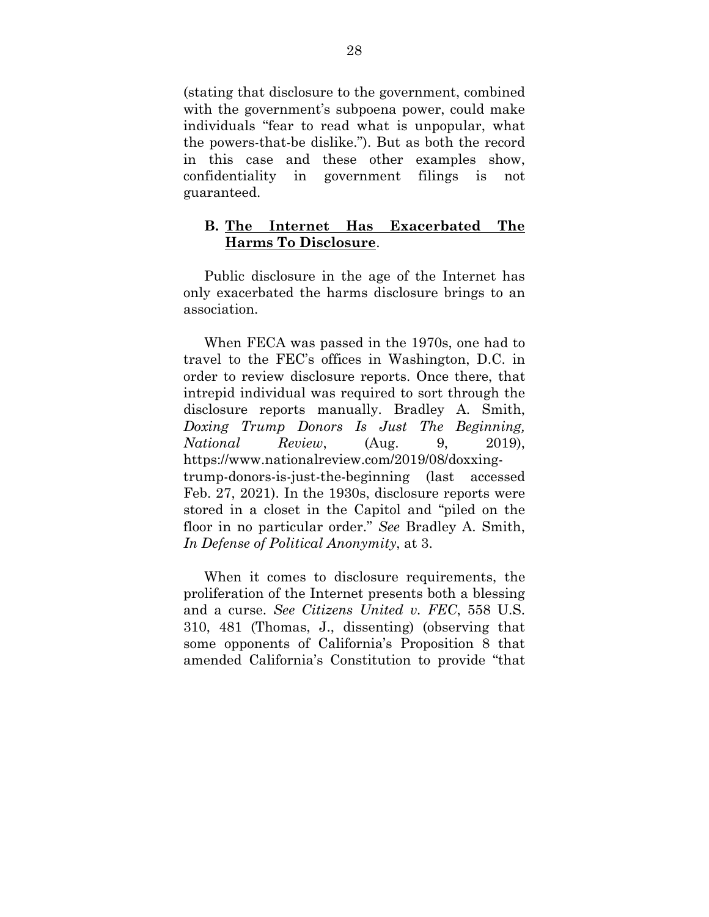(stating that disclosure to the government, combined with the government's subpoena power, could make individuals "fear to read what is unpopular, what the powers-that-be dislike."). But as both the record in this case and these other examples show, confidentiality in government filings is not guaranteed.

### B. <u>The Internet Has Exacerbated The Harms To Disclosure</u>.

Public disclosure in the age of the Internet has only exacerbated the harms disclosure brings to an association.

When FECA was passed in the 1970s, one had to travel to the FEC's offices in Washington, D.C. in order to review disclosure reports. Once there, that intrepid individual was required to sort through the disclosure reports manually. Bradley A. Smith, *Doxing Trump Donors Is Just The Beginning, National Review*, (Aug. 9, 2019), https://www.nationalreview.com/2019/08/doxxing-trump-donors-is-just-the-beginning (last accessed Feb. 27, 2021). In the 1930s, disclosure reports were stored in a closet in the Capitol and "piled on the floor in no particular order." *See* Bradley A. Smith, *In Defense of Political Anonymity*, at 3.

When it comes to disclosure requirements, the proliferation of the Internet presents both a blessing and a curse. *See Citizens United v. FEC*, 558 U.S. 310, 481 (Thomas, J., dissenting) (observing that some opponents of California's Proposition 8 that amended California's Constitution to provide "that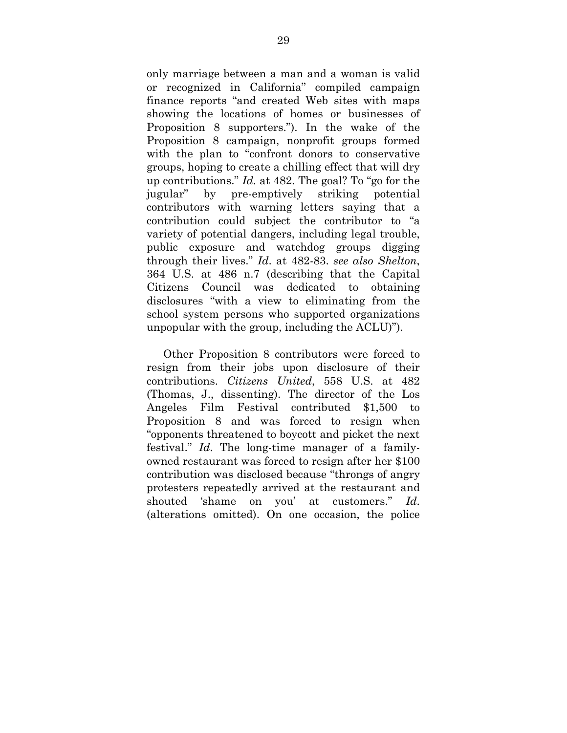only marriage between a man and a woman is valid or recognized in California" compiled campaign finance reports "and created Web sites with maps showing the locations of homes or businesses of Proposition 8 supporters."). In the wake of the Proposition 8 campaign, nonprofit groups formed with the plan to "confront donors to conservative groups, hoping to create a chilling effect that will dry up contributions." *Id.* at 482. The goal? To "go for the jugular" by pre-emptively striking potential contributors with warning letters saying that a contribution could subject the contributor to "a variety of potential dangers, including legal trouble, public exposure and watchdog groups digging through their lives." *Id*. at 482-83. *see also Shelton*, 364 U.S. at 486 n.7 (describing that the Capital Citizens Council was dedicated to obtaining disclosures "with a view to eliminating from the school system persons who supported organizations unpopular with the group, including the ACLU)").

Other Proposition 8 contributors were forced to resign from their jobs upon disclosure of their contributions. *Citizens United*, 558 U.S. at 482 (Thomas, J., dissenting). The director of the Los Angeles Film Festival contributed $1,500 to Proposition 8 and was forced to resign when "opponents threatened to boycott and picket the next festival." *Id*. The long-time manager of a family-owned restaurant was forced to resign after her $100 contribution was disclosed because "throngs of angry protesters repeatedly arrived at the restaurant and shouted 'shame on you' at customers." *Id*. (alterations omitted). On one occasion, the police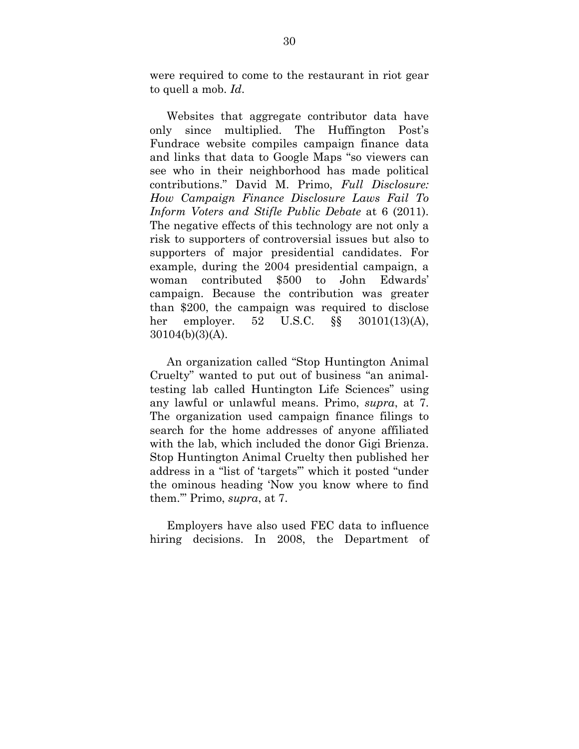were required to come to the restaurant in riot gear to quell a mob. *Id*.

Websites that aggregate contributor data have only since multiplied. The Huffington Post's Fundrace website compiles campaign finance data and links that data to Google Maps "so viewers can see who in their neighborhood has made political contributions." David M. Primo, *Full Disclosure: How Campaign Finance Disclosure Laws Fail To Inform Voters and Stifle Public Debate* at 6 (2011). The negative effects of this technology are not only a risk to supporters of controversial issues but also to supporters of major presidential candidates. For example, during the 2004 presidential campaign, a woman contributed $500 to John Edwards' campaign. Because the contribution was greater than $200, the campaign was required to disclose her employer. 52 U.S.C. §§ 30101(13)(A), 30104(b)(3)(A).

An organization called "Stop Huntington Animal Cruelty" wanted to put out of business "an animal-testing lab called Huntington Life Sciences" using any lawful or unlawful means. Primo, *supra*, at 7. The organization used campaign finance filings to search for the home addresses of anyone affiliated with the lab, which included the donor Gigi Brienza. Stop Huntington Animal Cruelty then published her address in a "list of 'targets'" which it posted "under the ominous heading 'Now you know where to find them.'" Primo, *supra*, at 7.

Employers have also used FEC data to influence hiring decisions. In 2008, the Department of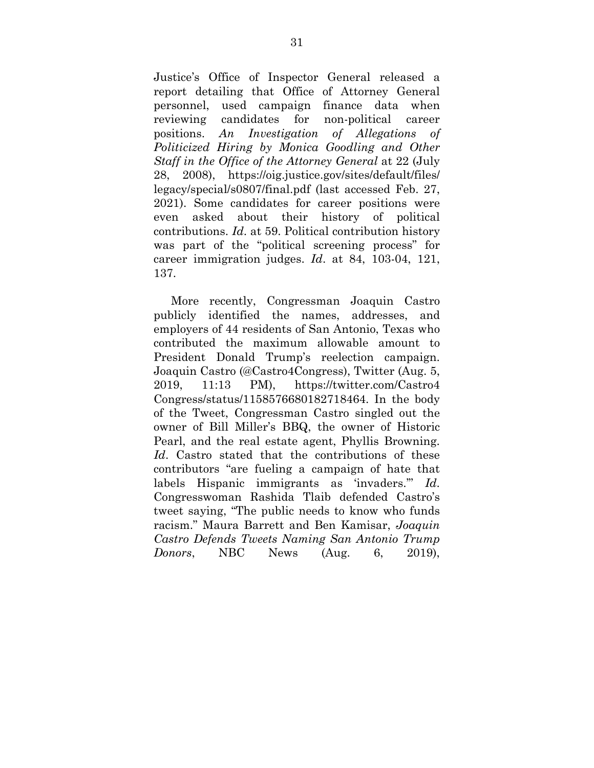Justice's Office of Inspector General released a report detailing that Office of Attorney General personnel, used campaign finance data when reviewing candidates for non-political career positions. *An Investigation of Allegations of Politicized Hiring by Monica Goodling and Other Staff in the Office of the Attorney General* at 22 (July 28, 2008), https://oig.justice.gov/sites/default/files/legacy/special/s0807/final.pdf (last accessed Feb. 27, 2021). Some candidates for career positions were even asked about their history of political contributions. *Id*. at 59. Political contribution history was part of the "political screening process" for career immigration judges. *Id*. at 84, 103-04, 121, 137.

More recently, Congressman Joaquin Castro publicly identified the names, addresses, and employers of 44 residents of San Antonio, Texas who contributed the maximum allowable amount to President Donald Trump's reelection campaign. Joaquin Castro (@Castro4Congress), Twitter (Aug. 5, 2019, 11:13 PM), https://twitter.com/Castro4Congress/status/1158576680182718464. In the body of the Tweet, Congressman Castro singled out the owner of Bill Miller's BBQ, the owner of Historic Pearl, and the real estate agent, Phyllis Browning. *Id*. Castro stated that the contributions of these contributors "are fueling a campaign of hate that labels Hispanic immigrants as 'invaders.'" *Id*. Congresswoman Rashida Tlaib defended Castro's tweet saying, "The public needs to know who funds racism." Maura Barrett and Ben Kamisar, *Joaquin Castro Defends Tweets Naming San Antonio Trump Donors*, NBC News (Aug. 6, 2019),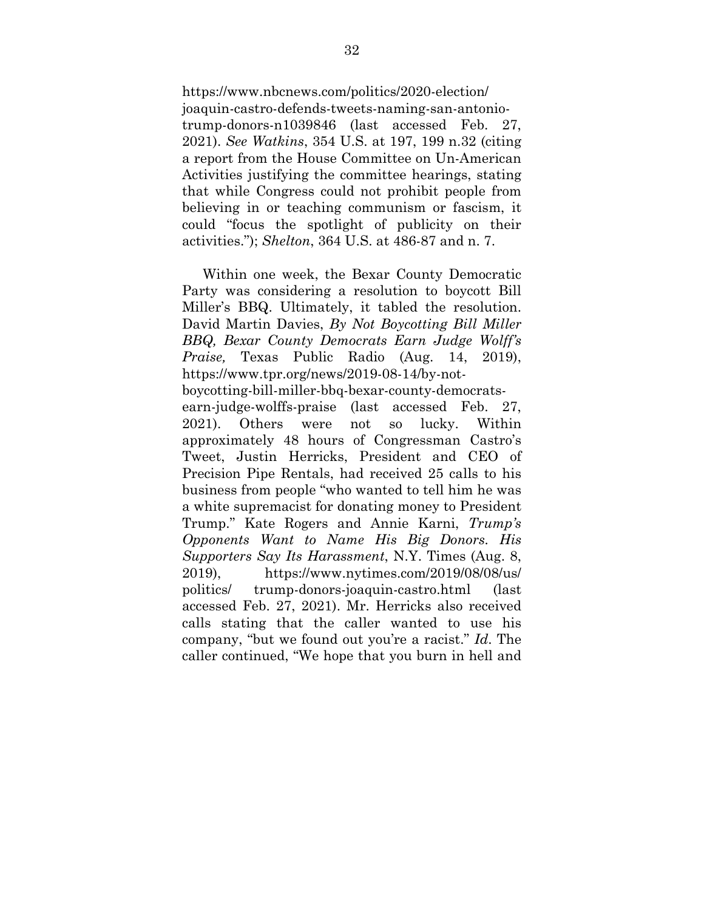https://www.nbcnews.com/politics/2020-election/joaquin-castro-defends-tweets-naming-san-antonio-trump-donors-n1039846 (last accessed Feb. 27, 2021). *See Watkins*, 354 U.S. at 197, 199 n.32 (citing a report from the House Committee on Un-American Activities justifying the committee hearings, stating that while Congress could not prohibit people from believing in or teaching communism or fascism, it could "focus the spotlight of publicity on their activities."); *Shelton*, 364 U.S. at 486-87 and n. 7.

Within one week, the Bexar County Democratic Party was considering a resolution to boycott Bill Miller's BBQ. Ultimately, it tabled the resolution. David Martin Davies, *By Not Boycotting Bill Miller BBQ, Bexar County Democrats Earn Judge Wolff's Praise,* Texas Public Radio (Aug. 14, 2019), https://www.tpr.org/news/2019-08-14/by-not-boycotting-bill-miller-bbq-bexar-county-democrats-earn-judge-wolffs-praise (last accessed Feb. 27, 2021). Others were not so lucky. Within approximately 48 hours of Congressman Castro's Tweet, Justin Herricks, President and CEO of Precision Pipe Rentals, had received 25 calls to his business from people "who wanted to tell him he was a white supremacist for donating money to President Trump." Kate Rogers and Annie Karni, *Trump's Opponents Want to Name His Big Donors. His Supporters Say Its Harassment*, N.Y. Times (Aug. 8, 2019), https://www.nytimes.com/2019/08/08/us/politics/ trump-donors-joaquin-castro.html (last accessed Feb. 27, 2021). Mr. Herricks also received calls stating that the caller wanted to use his company, "but we found out you're a racist." *Id*. The caller continued, "We hope that you burn in hell and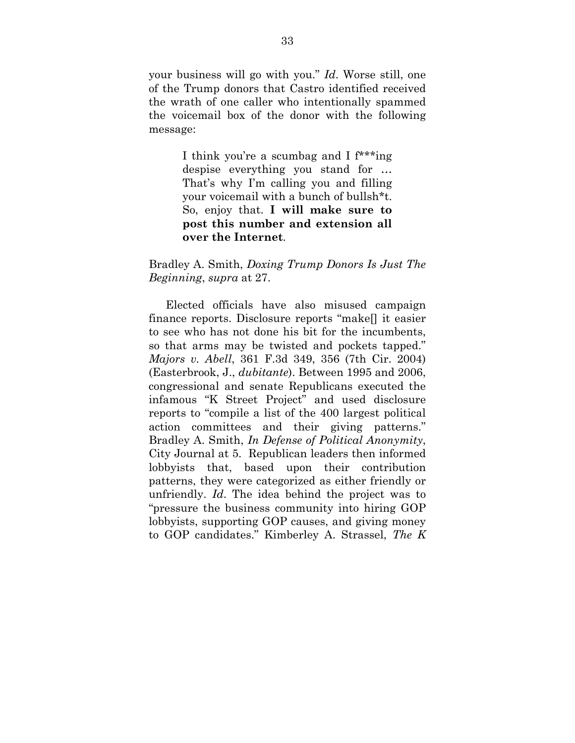your business will go with you." *Id*. Worse still, one of the Trump donors that Castro identified received the wrath of one caller who intentionally spammed the voicemail box of the donor with the following message:

> I think you're a scumbag and I f***ing despise everything you stand for … That's why I'm calling you and filling your voicemail with a bunch of bullsh*t. So, enjoy that. **I will make sure to post this number and extension all over the Internet**.

Bradley A. Smith, *Doxing Trump Donors Is Just The Beginning*, *supra* at 27.

Elected officials have also misused campaign finance reports. Disclosure reports "make[] it easier to see who has not done his bit for the incumbents, so that arms may be twisted and pockets tapped." *Majors v. Abell*, 361 F.3d 349, 356 (7th Cir. 2004) (Easterbrook, J., *dubitante*). Between 1995 and 2006, congressional and senate Republicans executed the infamous "K Street Project" and used disclosure reports to "compile a list of the 400 largest political action committees and their giving patterns." Bradley A. Smith, *In Defense of Political Anonymity*, City Journal at 5. Republican leaders then informed lobbyists that, based upon their contribution patterns, they were categorized as either friendly or unfriendly. *Id*. The idea behind the project was to "pressure the business community into hiring GOP lobbyists, supporting GOP causes, and giving money to GOP candidates." Kimberley A. Strassel, *The K*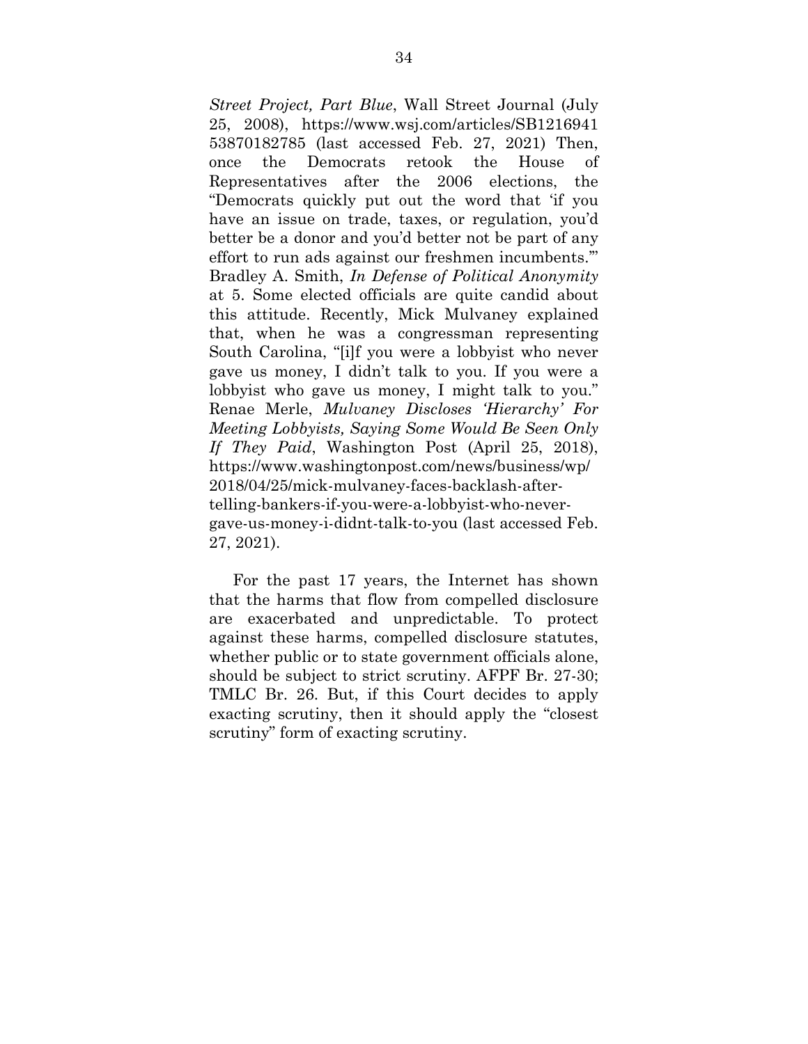*Street Project, Part Blue*, Wall Street Journal (July 25, 2008), https://www.wsj.com/articles/SB121694153870182785 (last accessed Feb. 27, 2021) Then, once the Democrats retook the House of Representatives after the 2006 elections, the "Democrats quickly put out the word that 'if you have an issue on trade, taxes, or regulation, you'd better be a donor and you'd better not be part of any effort to run ads against our freshmen incumbents.'" Bradley A. Smith, *In Defense of Political Anonymity* at 5. Some elected officials are quite candid about this attitude. Recently, Mick Mulvaney explained that, when he was a congressman representing South Carolina, "[i]f you were a lobbyist who never gave us money, I didn't talk to you. If you were a lobbyist who gave us money, I might talk to you." Renae Merle, *Mulvaney Discloses 'Hierarchy' For Meeting Lobbyists, Saying Some Would Be Seen Only If They Paid*, Washington Post (April 25, 2018), https://www.washingtonpost.com/news/business/wp/2018/04/25/mick-mulvaney-faces-backlash-after-telling-bankers-if-you-were-a-lobbyist-who-never-gave-us-money-i-didnt-talk-to-you (last accessed Feb. 27, 2021).

For the past 17 years, the Internet has shown that the harms that flow from compelled disclosure are exacerbated and unpredictable. To protect against these harms, compelled disclosure statutes, whether public or to state government officials alone, should be subject to strict scrutiny. AFPF Br. 27-30; TMLC Br. 26. But, if this Court decides to apply exacting scrutiny, then it should apply the "closest scrutiny" form of exacting scrutiny.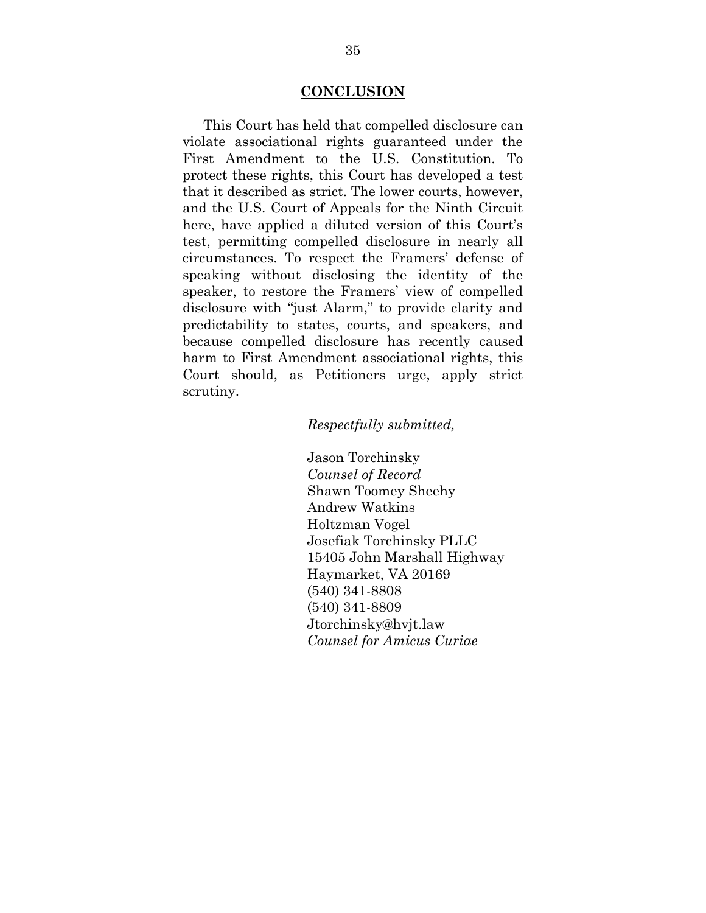## CONCLUSION

This Court has held that compelled disclosure can violate associational rights guaranteed under the First Amendment to the U.S. Constitution. To protect these rights, this Court has developed a test that it described as strict. The lower courts, however, and the U.S. Court of Appeals for the Ninth Circuit here, have applied a diluted version of this Court's test, permitting compelled disclosure in nearly all circumstances. To respect the Framers' defense of speaking without disclosing the identity of the speaker, to restore the Framers' view of compelled disclosure with "just Alarm," to provide clarity and predictability to states, courts, and speakers, and because compelled disclosure has recently caused harm to First Amendment associational rights, this Court should, as Petitioners urge, apply strict scrutiny.

*Respectfully submitted,*

Jason Torchinsky
*Counsel of Record*
Shawn Toomey Sheehy
Andrew Watkins
Holtzman Vogel
Josefiak Torchinsky PLLC
15405 John Marshall Highway
Haymarket, VA 20169
(540) 341-8808
(540) 341-8809
Jtorchinsky@hvjt.law
*Counsel for Amicus Curiae*